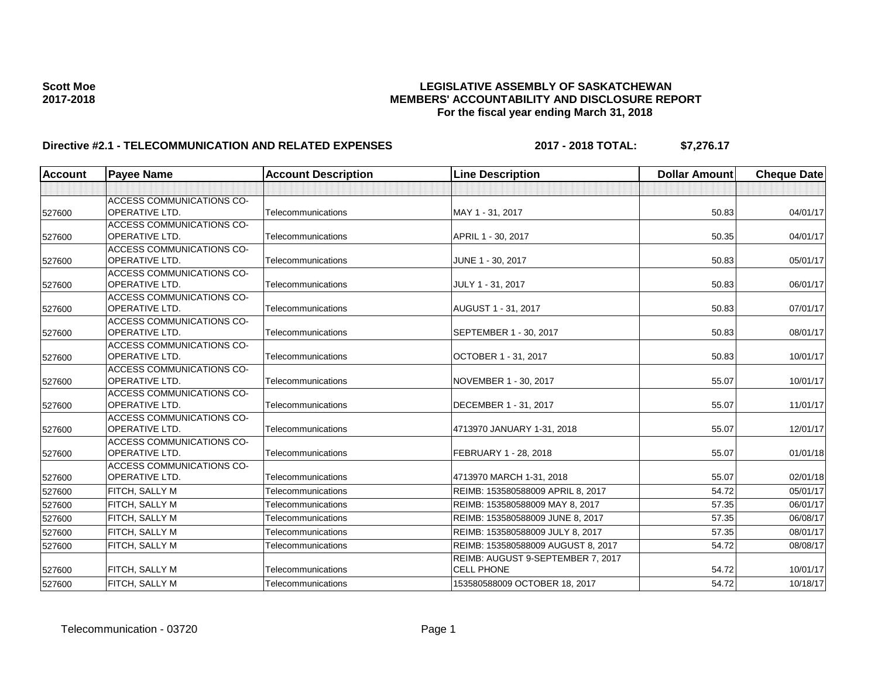**Scott Moe**
**2017-2018**

# LEGISLATIVE ASSEMBLY OF SASKATCHEWAN
## MEMBERS' ACCOUNTABILITY AND DISCLOSURE REPORT
### For the fiscal year ending March 31, 2018

**Directive #2.1 - TELECOMMUNICATION AND RELATED EXPENSES** **2017 - 2018 TOTAL: $7,276.17**

| Account | Payee Name | Account Description | Line Description | Dollar Amount | Cheque Date |
|---|---|---|---|---|---|
| | | | | | |
| 527600 | ACCESS COMMUNICATIONS CO-OPERATIVE LTD. | Telecommunications | MAY 1 - 31, 2017 | 50.83 | 04/01/17 |
| 527600 | ACCESS COMMUNICATIONS CO-OPERATIVE LTD. | Telecommunications | APRIL 1 - 30, 2017 | 50.35 | 04/01/17 |
| 527600 | ACCESS COMMUNICATIONS CO-OPERATIVE LTD. | Telecommunications | JUNE 1 - 30, 2017 | 50.83 | 05/01/17 |
| 527600 | ACCESS COMMUNICATIONS CO-OPERATIVE LTD. | Telecommunications | JULY 1 - 31, 2017 | 50.83 | 06/01/17 |
| 527600 | ACCESS COMMUNICATIONS CO-OPERATIVE LTD. | Telecommunications | AUGUST 1 - 31, 2017 | 50.83 | 07/01/17 |
| 527600 | ACCESS COMMUNICATIONS CO-OPERATIVE LTD. | Telecommunications | SEPTEMBER 1 - 30, 2017 | 50.83 | 08/01/17 |
| 527600 | ACCESS COMMUNICATIONS CO-OPERATIVE LTD. | Telecommunications | OCTOBER 1 - 31, 2017 | 50.83 | 10/01/17 |
| 527600 | ACCESS COMMUNICATIONS CO-OPERATIVE LTD. | Telecommunications | NOVEMBER 1 - 30, 2017 | 55.07 | 10/01/17 |
| 527600 | ACCESS COMMUNICATIONS CO-OPERATIVE LTD. | Telecommunications | DECEMBER 1 - 31, 2017 | 55.07 | 11/01/17 |
| 527600 | ACCESS COMMUNICATIONS CO-OPERATIVE LTD. | Telecommunications | 4713970 JANUARY 1-31, 2018 | 55.07 | 12/01/17 |
| 527600 | ACCESS COMMUNICATIONS CO-OPERATIVE LTD. | Telecommunications | FEBRUARY 1 - 28, 2018 | 55.07 | 01/01/18 |
| 527600 | ACCESS COMMUNICATIONS CO-OPERATIVE LTD. | Telecommunications | 4713970 MARCH 1-31, 2018 | 55.07 | 02/01/18 |
| 527600 | FITCH, SALLY M | Telecommunications | REIMB: 153580588009 APRIL 8, 2017 | 54.72 | 05/01/17 |
| 527600 | FITCH, SALLY M | Telecommunications | REIMB: 153580588009 MAY 8, 2017 | 57.35 | 06/01/17 |
| 527600 | FITCH, SALLY M | Telecommunications | REIMB: 153580588009 JUNE 8, 2017 | 57.35 | 06/08/17 |
| 527600 | FITCH, SALLY M | Telecommunications | REIMB: 153580588009 JULY 8, 2017 | 57.35 | 08/01/17 |
| 527600 | FITCH, SALLY M | Telecommunications | REIMB: 153580588009 AUGUST 8, 2017 | 54.72 | 08/08/17 |
| 527600 | FITCH, SALLY M | Telecommunications | REIMB: AUGUST 9-SEPTEMBER 7, 2017 CELL PHONE | 54.72 | 10/01/17 |
| 527600 | FITCH, SALLY M | Telecommunications | 153580588009 OCTOBER 18, 2017 | 54.72 | 10/18/17 |

Telecommunication - 03720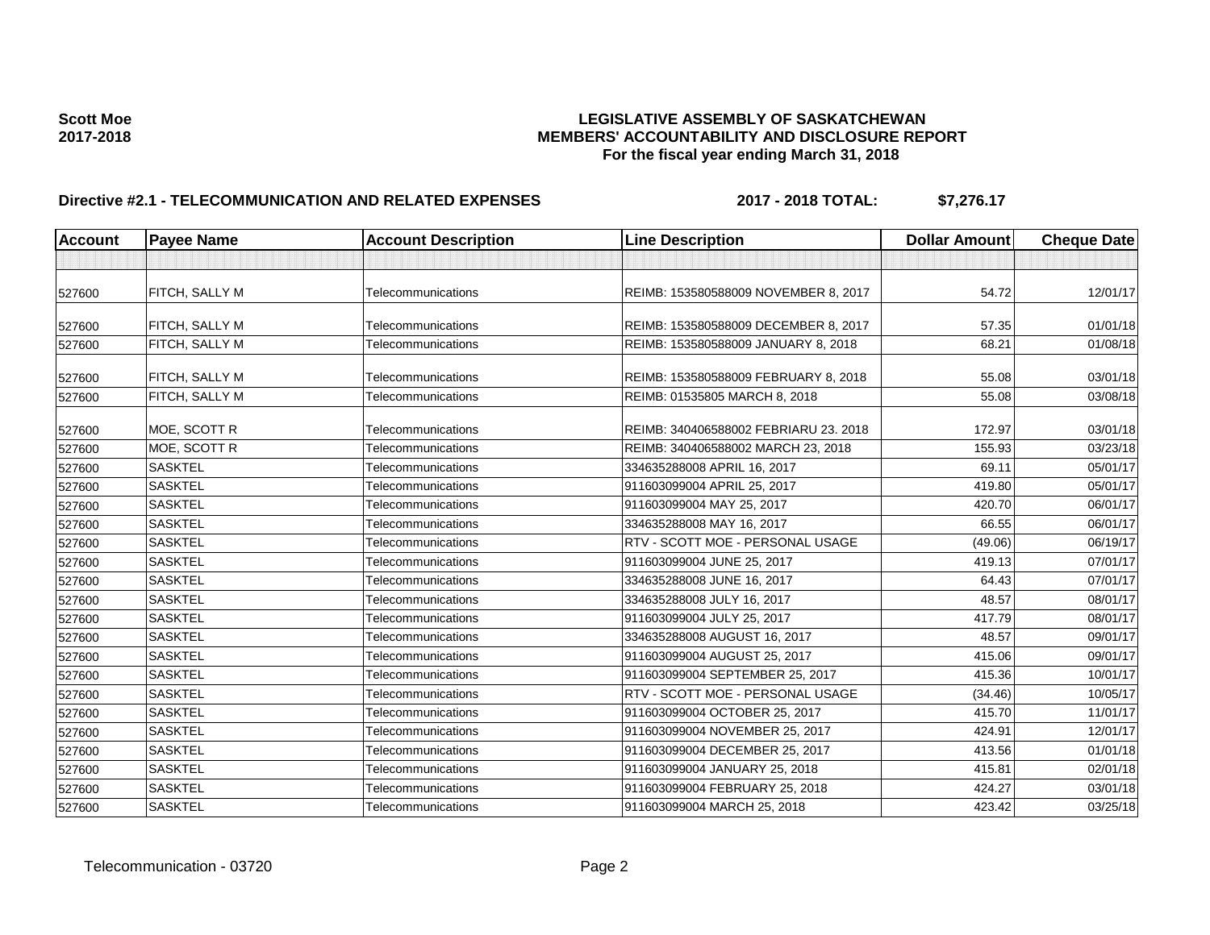**Scott Moe**
**2017-2018**

# LEGISLATIVE ASSEMBLY OF SASKATCHEWAN
## MEMBERS' ACCOUNTABILITY AND DISCLOSURE REPORT
### For the fiscal year ending March 31, 2018

**Directive #2.1 - TELECOMMUNICATION AND RELATED EXPENSES** **2017 - 2018 TOTAL: $7,276.17**

| Account | Payee Name | Account Description | Line Description | Dollar Amount | Cheque Date |
|---|---|---|---|---|---|
| | | | | | |
| 527600 | FITCH, SALLY M | Telecommunications | REIMB: 153580588009 NOVEMBER 8, 2017 | 54.72 | 12/01/17 |
| 527600 | FITCH, SALLY M | Telecommunications | REIMB: 153580588009 DECEMBER 8, 2017 | 57.35 | 01/01/18 |
| 527600 | FITCH, SALLY M | Telecommunications | REIMB: 153580588009 JANUARY 8, 2018 | 68.21 | 01/08/18 |
| 527600 | FITCH, SALLY M | Telecommunications | REIMB: 153580588009 FEBRUARY 8, 2018 | 55.08 | 03/01/18 |
| 527600 | FITCH, SALLY M | Telecommunications | REIMB: 01535805 MARCH 8, 2018 | 55.08 | 03/08/18 |
| 527600 | MOE, SCOTT R | Telecommunications | REIMB: 340406588002 FEBRIARU 23. 2018 | 172.97 | 03/01/18 |
| 527600 | MOE, SCOTT R | Telecommunications | REIMB: 340406588002 MARCH 23, 2018 | 155.93 | 03/23/18 |
| 527600 | SASKTEL | Telecommunications | 334635288008 APRIL 16, 2017 | 69.11 | 05/01/17 |
| 527600 | SASKTEL | Telecommunications | 911603099004 APRIL 25, 2017 | 419.80 | 05/01/17 |
| 527600 | SASKTEL | Telecommunications | 911603099004 MAY 25, 2017 | 420.70 | 06/01/17 |
| 527600 | SASKTEL | Telecommunications | 334635288008 MAY 16, 2017 | 66.55 | 06/01/17 |
| 527600 | SASKTEL | Telecommunications | RTV - SCOTT MOE - PERSONAL USAGE | (49.06) | 06/19/17 |
| 527600 | SASKTEL | Telecommunications | 911603099004 JUNE 25, 2017 | 419.13 | 07/01/17 |
| 527600 | SASKTEL | Telecommunications | 334635288008 JUNE 16, 2017 | 64.43 | 07/01/17 |
| 527600 | SASKTEL | Telecommunications | 334635288008 JULY 16, 2017 | 48.57 | 08/01/17 |
| 527600 | SASKTEL | Telecommunications | 911603099004 JULY 25, 2017 | 417.79 | 08/01/17 |
| 527600 | SASKTEL | Telecommunications | 334635288008 AUGUST 16, 2017 | 48.57 | 09/01/17 |
| 527600 | SASKTEL | Telecommunications | 911603099004 AUGUST 25, 2017 | 415.06 | 09/01/17 |
| 527600 | SASKTEL | Telecommunications | 911603099004 SEPTEMBER 25, 2017 | 415.36 | 10/01/17 |
| 527600 | SASKTEL | Telecommunications | RTV - SCOTT MOE - PERSONAL USAGE | (34.46) | 10/05/17 |
| 527600 | SASKTEL | Telecommunications | 911603099004 OCTOBER 25, 2017 | 415.70 | 11/01/17 |
| 527600 | SASKTEL | Telecommunications | 911603099004 NOVEMBER 25, 2017 | 424.91 | 12/01/17 |
| 527600 | SASKTEL | Telecommunications | 911603099004 DECEMBER 25, 2017 | 413.56 | 01/01/18 |
| 527600 | SASKTEL | Telecommunications | 911603099004 JANUARY 25, 2018 | 415.81 | 02/01/18 |
| 527600 | SASKTEL | Telecommunications | 911603099004 FEBRUARY 25, 2018 | 424.27 | 03/01/18 |
| 527600 | SASKTEL | Telecommunications | 911603099004 MARCH 25, 2018 | 423.42 | 03/25/18 |

Telecommunication - 03720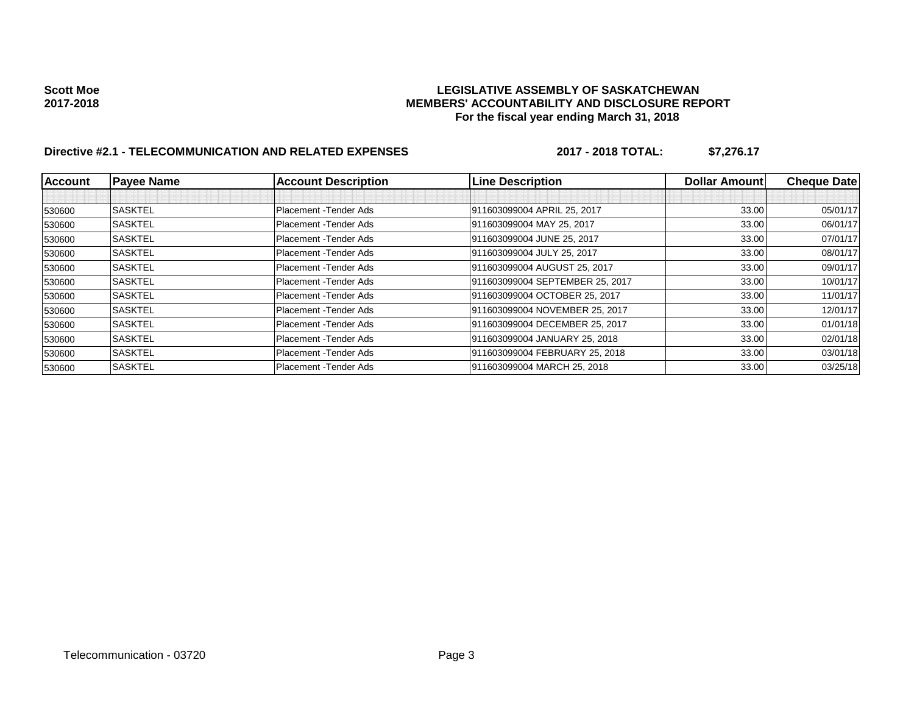**Scott Moe**
**2017-2018**

**LEGISLATIVE ASSEMBLY OF SASKATCHEWAN**
**MEMBERS' ACCOUNTABILITY AND DISCLOSURE REPORT**
**For the fiscal year ending March 31, 2018**

**Directive #2.1 - TELECOMMUNICATION AND RELATED EXPENSES** **2017 - 2018 TOTAL: $7,276.17**

| Account | Payee Name | Account Description | Line Description | Dollar Amount | Cheque Date |
|---|---|---|---|---|---|
| | | | | | |
| 530600 | SASKTEL | Placement -Tender Ads | 911603099004 APRIL 25, 2017 | 33.00 | 05/01/17 |
| 530600 | SASKTEL | Placement -Tender Ads | 911603099004 MAY 25, 2017 | 33.00 | 06/01/17 |
| 530600 | SASKTEL | Placement -Tender Ads | 911603099004 JUNE 25, 2017 | 33.00 | 07/01/17 |
| 530600 | SASKTEL | Placement -Tender Ads | 911603099004 JULY 25, 2017 | 33.00 | 08/01/17 |
| 530600 | SASKTEL | Placement -Tender Ads | 911603099004 AUGUST 25, 2017 | 33.00 | 09/01/17 |
| 530600 | SASKTEL | Placement -Tender Ads | 911603099004 SEPTEMBER 25, 2017 | 33.00 | 10/01/17 |
| 530600 | SASKTEL | Placement -Tender Ads | 911603099004 OCTOBER 25, 2017 | 33.00 | 11/01/17 |
| 530600 | SASKTEL | Placement -Tender Ads | 911603099004 NOVEMBER 25, 2017 | 33.00 | 12/01/17 |
| 530600 | SASKTEL | Placement -Tender Ads | 911603099004 DECEMBER 25, 2017 | 33.00 | 01/01/18 |
| 530600 | SASKTEL | Placement -Tender Ads | 911603099004 JANUARY 25, 2018 | 33.00 | 02/01/18 |
| 530600 | SASKTEL | Placement -Tender Ads | 911603099004 FEBRUARY 25, 2018 | 33.00 | 03/01/18 |
| 530600 | SASKTEL | Placement -Tender Ads | 911603099004 MARCH 25, 2018 | 33.00 | 03/25/18 |

Telecommunication - 03720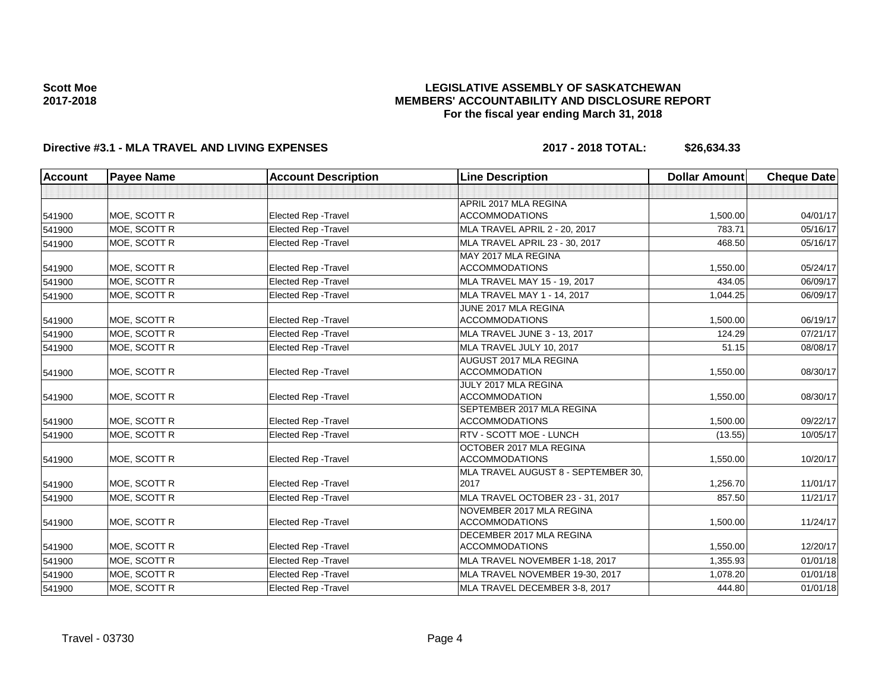**Scott Moe**
**2017-2018**

**LEGISLATIVE ASSEMBLY OF SASKATCHEWAN**
**MEMBERS' ACCOUNTABILITY AND DISCLOSURE REPORT**
**For the fiscal year ending March 31, 2018**

**Directive #3.1 - MLA TRAVEL AND LIVING EXPENSES** **2017 - 2018 TOTAL: $26,634.33**

| Account | Payee Name | Account Description | Line Description | Dollar Amount | Cheque Date |
|---|---|---|---|---|---|
| | | | | | |
| 541900 | MOE, SCOTT R | Elected Rep -Travel | APRIL 2017 MLA REGINA ACCOMMODATIONS | 1,500.00 | 04/01/17 |
| 541900 | MOE, SCOTT R | Elected Rep -Travel | MLA TRAVEL APRIL 2 - 20, 2017 | 783.71 | 05/16/17 |
| 541900 | MOE, SCOTT R | Elected Rep -Travel | MLA TRAVEL APRIL 23 - 30, 2017 | 468.50 | 05/16/17 |
| 541900 | MOE, SCOTT R | Elected Rep -Travel | MAY 2017 MLA REGINA ACCOMMODATIONS | 1,550.00 | 05/24/17 |
| 541900 | MOE, SCOTT R | Elected Rep -Travel | MLA TRAVEL MAY 15 - 19, 2017 | 434.05 | 06/09/17 |
| 541900 | MOE, SCOTT R | Elected Rep -Travel | MLA TRAVEL MAY 1 - 14, 2017 | 1,044.25 | 06/09/17 |
| 541900 | MOE, SCOTT R | Elected Rep -Travel | JUNE 2017 MLA REGINA ACCOMMODATIONS | 1,500.00 | 06/19/17 |
| 541900 | MOE, SCOTT R | Elected Rep -Travel | MLA TRAVEL JUNE 3 - 13, 2017 | 124.29 | 07/21/17 |
| 541900 | MOE, SCOTT R | Elected Rep -Travel | MLA TRAVEL JULY 10, 2017 | 51.15 | 08/08/17 |
| 541900 | MOE, SCOTT R | Elected Rep -Travel | AUGUST 2017 MLA REGINA ACCOMMODATION | 1,550.00 | 08/30/17 |
| 541900 | MOE, SCOTT R | Elected Rep -Travel | JULY 2017 MLA REGINA ACCOMMODATION | 1,550.00 | 08/30/17 |
| 541900 | MOE, SCOTT R | Elected Rep -Travel | SEPTEMBER 2017 MLA REGINA ACCOMMODATIONS | 1,500.00 | 09/22/17 |
| 541900 | MOE, SCOTT R | Elected Rep -Travel | RTV - SCOTT MOE - LUNCH | (13.55) | 10/05/17 |
| 541900 | MOE, SCOTT R | Elected Rep -Travel | OCTOBER 2017 MLA REGINA ACCOMMODATIONS | 1,550.00 | 10/20/17 |
| 541900 | MOE, SCOTT R | Elected Rep -Travel | MLA TRAVEL AUGUST 8 - SEPTEMBER 30, 2017 | 1,256.70 | 11/01/17 |
| 541900 | MOE, SCOTT R | Elected Rep -Travel | MLA TRAVEL OCTOBER 23 - 31, 2017 | 857.50 | 11/21/17 |
| 541900 | MOE, SCOTT R | Elected Rep -Travel | NOVEMBER 2017 MLA REGINA ACCOMMODATIONS | 1,500.00 | 11/24/17 |
| 541900 | MOE, SCOTT R | Elected Rep -Travel | DECEMBER 2017 MLA REGINA ACCOMMODATIONS | 1,550.00 | 12/20/17 |
| 541900 | MOE, SCOTT R | Elected Rep -Travel | MLA TRAVEL NOVEMBER 1-18, 2017 | 1,355.93 | 01/01/18 |
| 541900 | MOE, SCOTT R | Elected Rep -Travel | MLA TRAVEL NOVEMBER 19-30, 2017 | 1,078.20 | 01/01/18 |
| 541900 | MOE, SCOTT R | Elected Rep -Travel | MLA TRAVEL DECEMBER 3-8, 2017 | 444.80 | 01/01/18 |

Travel - 03730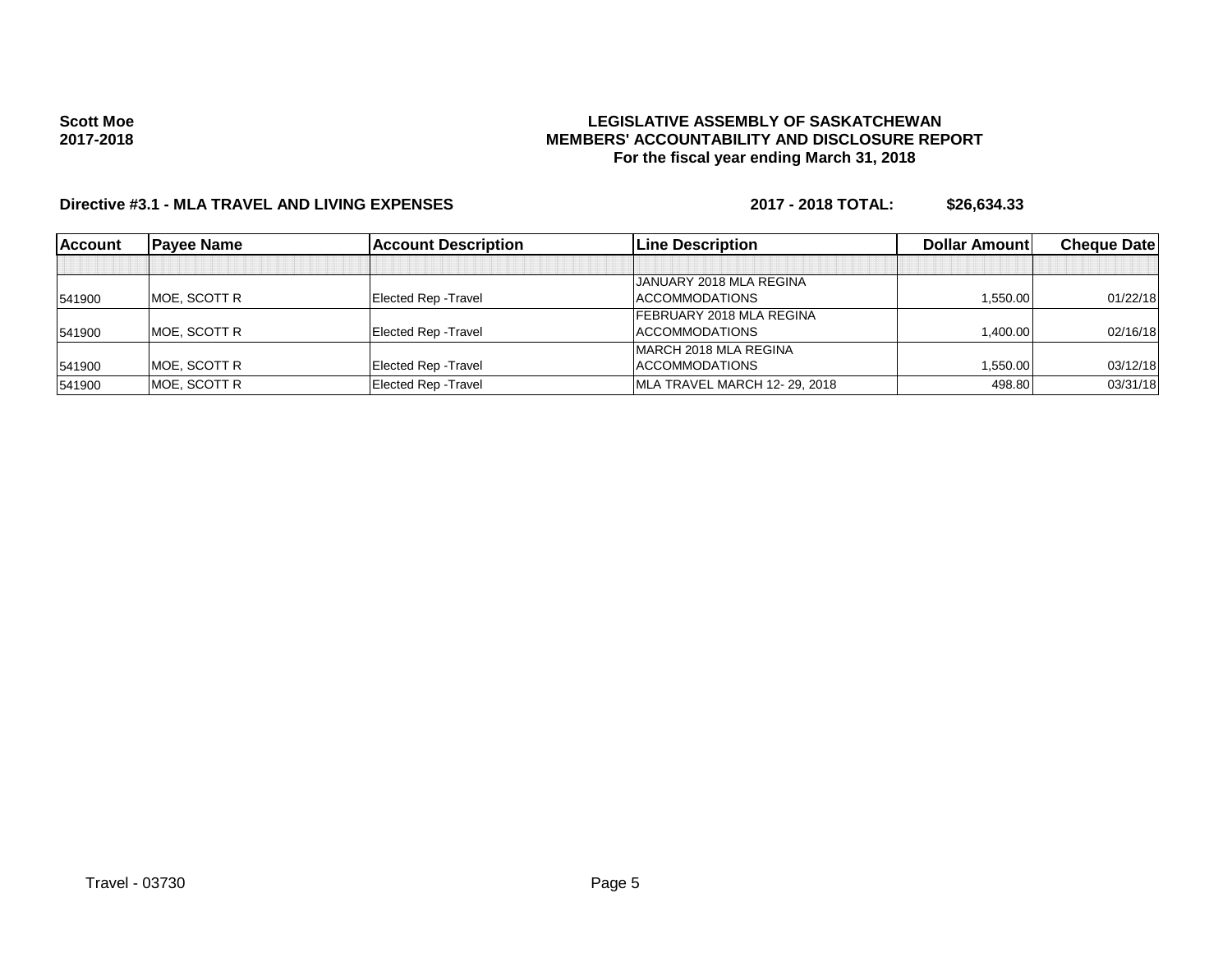**Scott Moe**
**2017-2018**

# LEGISLATIVE ASSEMBLY OF SASKATCHEWAN
## MEMBERS' ACCOUNTABILITY AND DISCLOSURE REPORT
### For the fiscal year ending March 31, 2018

**Directive #3.1 - MLA TRAVEL AND LIVING EXPENSES** **2017 - 2018 TOTAL: $26,634.33**

| Account | Payee Name | Account Description | Line Description | Dollar Amount | Cheque Date |
|---|---|---|---|---|---|
| | | | | | |
| 541900 | MOE, SCOTT R | Elected Rep -Travel | JANUARY 2018 MLA REGINA ACCOMMODATIONS | 1,550.00 | 01/22/18 |
| 541900 | MOE, SCOTT R | Elected Rep -Travel | FEBRUARY 2018 MLA REGINA ACCOMMODATIONS | 1,400.00 | 02/16/18 |
| 541900 | MOE, SCOTT R | Elected Rep -Travel | MARCH 2018 MLA REGINA ACCOMMODATIONS | 1,550.00 | 03/12/18 |
| 541900 | MOE, SCOTT R | Elected Rep -Travel | MLA TRAVEL MARCH 12- 29, 2018 | 498.80 | 03/31/18 |

Travel - 03730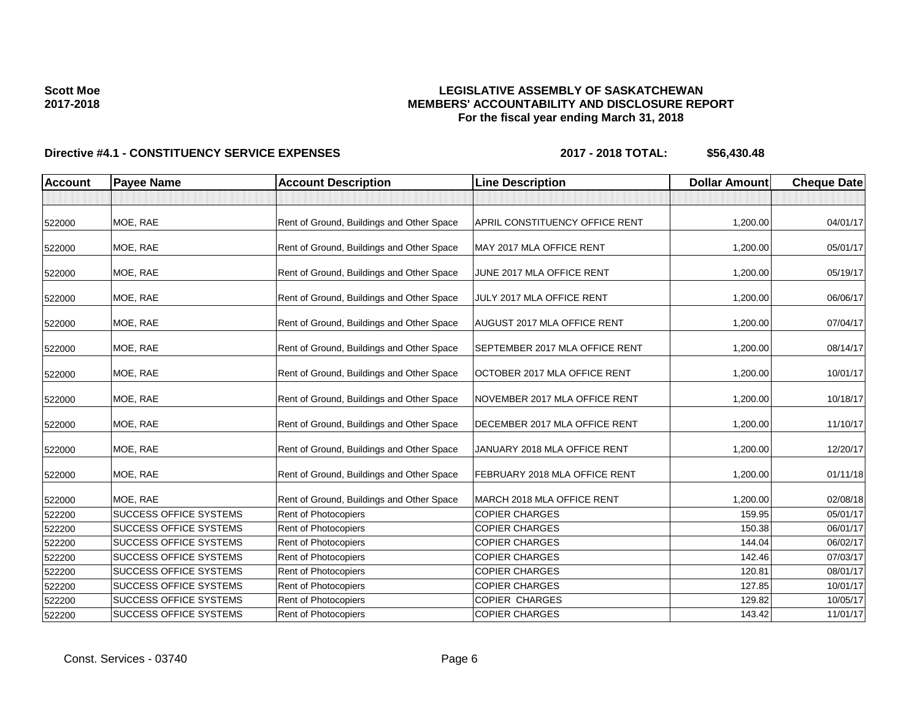**Scott Moe**
**2017-2018**

# LEGISLATIVE ASSEMBLY OF SASKATCHEWAN
## MEMBERS' ACCOUNTABILITY AND DISCLOSURE REPORT
### For the fiscal year ending March 31, 2018

**Directive #4.1 - CONSTITUENCY SERVICE EXPENSES** **2017 - 2018 TOTAL: $56,430.48**

| Account | Payee Name | Account Description | Line Description | Dollar Amount | Cheque Date |
|---|---|---|---|---|---|
| | | | | | |
| 522000 | MOE, RAE | Rent of Ground, Buildings and Other Space | APRIL CONSTITUENCY OFFICE RENT | 1,200.00 | 04/01/17 |
| 522000 | MOE, RAE | Rent of Ground, Buildings and Other Space | MAY 2017 MLA OFFICE RENT | 1,200.00 | 05/01/17 |
| 522000 | MOE, RAE | Rent of Ground, Buildings and Other Space | JUNE 2017 MLA OFFICE RENT | 1,200.00 | 05/19/17 |
| 522000 | MOE, RAE | Rent of Ground, Buildings and Other Space | JULY 2017 MLA OFFICE RENT | 1,200.00 | 06/06/17 |
| 522000 | MOE, RAE | Rent of Ground, Buildings and Other Space | AUGUST 2017 MLA OFFICE RENT | 1,200.00 | 07/04/17 |
| 522000 | MOE, RAE | Rent of Ground, Buildings and Other Space | SEPTEMBER 2017 MLA OFFICE RENT | 1,200.00 | 08/14/17 |
| 522000 | MOE, RAE | Rent of Ground, Buildings and Other Space | OCTOBER 2017 MLA OFFICE RENT | 1,200.00 | 10/01/17 |
| 522000 | MOE, RAE | Rent of Ground, Buildings and Other Space | NOVEMBER 2017 MLA OFFICE RENT | 1,200.00 | 10/18/17 |
| 522000 | MOE, RAE | Rent of Ground, Buildings and Other Space | DECEMBER 2017 MLA OFFICE RENT | 1,200.00 | 11/10/17 |
| 522000 | MOE, RAE | Rent of Ground, Buildings and Other Space | JANUARY 2018 MLA OFFICE RENT | 1,200.00 | 12/20/17 |
| 522000 | MOE, RAE | Rent of Ground, Buildings and Other Space | FEBRUARY 2018 MLA OFFICE RENT | 1,200.00 | 01/11/18 |
| 522000 | MOE, RAE | Rent of Ground, Buildings and Other Space | MARCH 2018 MLA OFFICE RENT | 1,200.00 | 02/08/18 |
| 522200 | SUCCESS OFFICE SYSTEMS | Rent of Photocopiers | COPIER CHARGES | 159.95 | 05/01/17 |
| 522200 | SUCCESS OFFICE SYSTEMS | Rent of Photocopiers | COPIER CHARGES | 150.38 | 06/01/17 |
| 522200 | SUCCESS OFFICE SYSTEMS | Rent of Photocopiers | COPIER CHARGES | 144.04 | 06/02/17 |
| 522200 | SUCCESS OFFICE SYSTEMS | Rent of Photocopiers | COPIER CHARGES | 142.46 | 07/03/17 |
| 522200 | SUCCESS OFFICE SYSTEMS | Rent of Photocopiers | COPIER CHARGES | 120.81 | 08/01/17 |
| 522200 | SUCCESS OFFICE SYSTEMS | Rent of Photocopiers | COPIER CHARGES | 127.85 | 10/01/17 |
| 522200 | SUCCESS OFFICE SYSTEMS | Rent of Photocopiers | COPIER CHARGES | 129.82 | 10/05/17 |
| 522200 | SUCCESS OFFICE SYSTEMS | Rent of Photocopiers | COPIER CHARGES | 143.42 | 11/01/17 |

Const. Services - 03740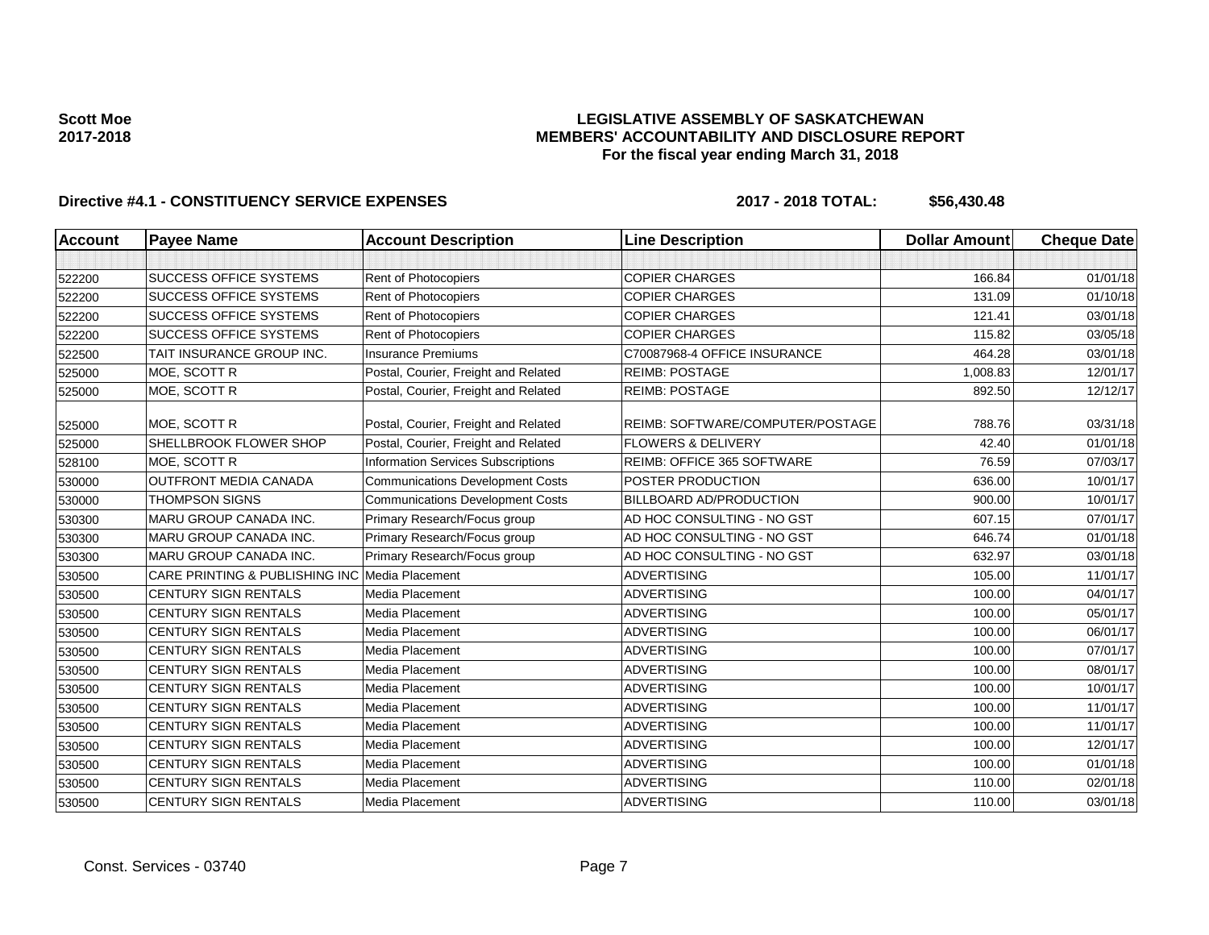**Scott Moe**
**2017-2018**

# LEGISLATIVE ASSEMBLY OF SASKATCHEWAN
## MEMBERS' ACCOUNTABILITY AND DISCLOSURE REPORT
### For the fiscal year ending March 31, 2018

**Directive #4.1 - CONSTITUENCY SERVICE EXPENSES** **2017 - 2018 TOTAL: $56,430.48**

| Account | Payee Name | Account Description | Line Description | Dollar Amount | Cheque Date |
|---|---|---|---|---|---|
| | | | | | |
| 522200 | SUCCESS OFFICE SYSTEMS | Rent of Photocopiers | COPIER CHARGES | 166.84 | 01/01/18 |
| 522200 | SUCCESS OFFICE SYSTEMS | Rent of Photocopiers | COPIER CHARGES | 131.09 | 01/10/18 |
| 522200 | SUCCESS OFFICE SYSTEMS | Rent of Photocopiers | COPIER CHARGES | 121.41 | 03/01/18 |
| 522200 | SUCCESS OFFICE SYSTEMS | Rent of Photocopiers | COPIER CHARGES | 115.82 | 03/05/18 |
| 522500 | TAIT INSURANCE GROUP INC. | Insurance Premiums | C70087968-4 OFFICE INSURANCE | 464.28 | 03/01/18 |
| 525000 | MOE, SCOTT R | Postal, Courier, Freight and Related | REIMB: POSTAGE | 1,008.83 | 12/01/17 |
| 525000 | MOE, SCOTT R | Postal, Courier, Freight and Related | REIMB: POSTAGE | 892.50 | 12/12/17 |
| 525000 | MOE, SCOTT R | Postal, Courier, Freight and Related | REIMB: SOFTWARE/COMPUTER/POSTAGE | 788.76 | 03/31/18 |
| 525000 | SHELLBROOK FLOWER SHOP | Postal, Courier, Freight and Related | FLOWERS & DELIVERY | 42.40 | 01/01/18 |
| 528100 | MOE, SCOTT R | Information Services Subscriptions | REIMB: OFFICE 365 SOFTWARE | 76.59 | 07/03/17 |
| 530000 | OUTFRONT MEDIA CANADA | Communications Development Costs | POSTER PRODUCTION | 636.00 | 10/01/17 |
| 530000 | THOMPSON SIGNS | Communications Development Costs | BILLBOARD AD/PRODUCTION | 900.00 | 10/01/17 |
| 530300 | MARU GROUP CANADA INC. | Primary Research/Focus group | AD HOC CONSULTING - NO GST | 607.15 | 07/01/17 |
| 530300 | MARU GROUP CANADA INC. | Primary Research/Focus group | AD HOC CONSULTING - NO GST | 646.74 | 01/01/18 |
| 530300 | MARU GROUP CANADA INC. | Primary Research/Focus group | AD HOC CONSULTING - NO GST | 632.97 | 03/01/18 |
| 530500 | CARE PRINTING & PUBLISHING INC | Media Placement | ADVERTISING | 105.00 | 11/01/17 |
| 530500 | CENTURY SIGN RENTALS | Media Placement | ADVERTISING | 100.00 | 04/01/17 |
| 530500 | CENTURY SIGN RENTALS | Media Placement | ADVERTISING | 100.00 | 05/01/17 |
| 530500 | CENTURY SIGN RENTALS | Media Placement | ADVERTISING | 100.00 | 06/01/17 |
| 530500 | CENTURY SIGN RENTALS | Media Placement | ADVERTISING | 100.00 | 07/01/17 |
| 530500 | CENTURY SIGN RENTALS | Media Placement | ADVERTISING | 100.00 | 08/01/17 |
| 530500 | CENTURY SIGN RENTALS | Media Placement | ADVERTISING | 100.00 | 10/01/17 |
| 530500 | CENTURY SIGN RENTALS | Media Placement | ADVERTISING | 100.00 | 11/01/17 |
| 530500 | CENTURY SIGN RENTALS | Media Placement | ADVERTISING | 100.00 | 11/01/17 |
| 530500 | CENTURY SIGN RENTALS | Media Placement | ADVERTISING | 100.00 | 12/01/17 |
| 530500 | CENTURY SIGN RENTALS | Media Placement | ADVERTISING | 100.00 | 01/01/18 |
| 530500 | CENTURY SIGN RENTALS | Media Placement | ADVERTISING | 110.00 | 02/01/18 |
| 530500 | CENTURY SIGN RENTALS | Media Placement | ADVERTISING | 110.00 | 03/01/18 |

Const. Services - 03740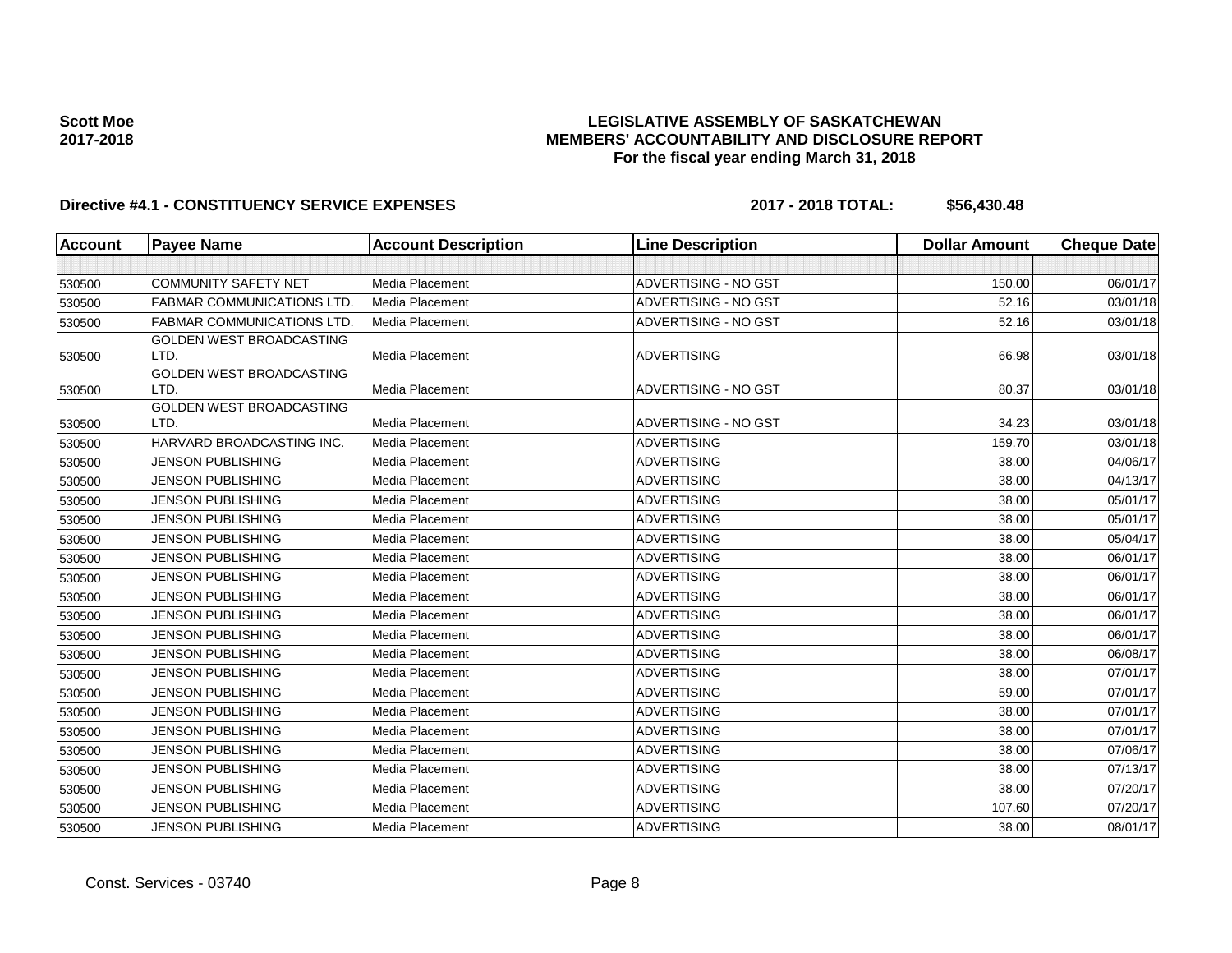**Scott Moe**
**2017-2018**

# LEGISLATIVE ASSEMBLY OF SASKATCHEWAN
## MEMBERS' ACCOUNTABILITY AND DISCLOSURE REPORT
### For the fiscal year ending March 31, 2018

**Directive #4.1 - CONSTITUENCY SERVICE EXPENSES** **2017 - 2018 TOTAL: $56,430.48**

| Account | Payee Name | Account Description | Line Description | Dollar Amount | Cheque Date |
|---|---|---|---|---|---|
| | | | | | |
| 530500 | COMMUNITY SAFETY NET | Media Placement | ADVERTISING - NO GST | 150.00 | 06/01/17 |
| 530500 | FABMAR COMMUNICATIONS LTD. | Media Placement | ADVERTISING - NO GST | 52.16 | 03/01/18 |
| 530500 | FABMAR COMMUNICATIONS LTD. | Media Placement | ADVERTISING - NO GST | 52.16 | 03/01/18 |
| 530500 | GOLDEN WEST BROADCASTING LTD. | Media Placement | ADVERTISING | 66.98 | 03/01/18 |
| 530500 | GOLDEN WEST BROADCASTING LTD. | Media Placement | ADVERTISING - NO GST | 80.37 | 03/01/18 |
| 530500 | GOLDEN WEST BROADCASTING LTD. | Media Placement | ADVERTISING - NO GST | 34.23 | 03/01/18 |
| 530500 | HARVARD BROADCASTING INC. | Media Placement | ADVERTISING | 159.70 | 03/01/18 |
| 530500 | JENSON PUBLISHING | Media Placement | ADVERTISING | 38.00 | 04/06/17 |
| 530500 | JENSON PUBLISHING | Media Placement | ADVERTISING | 38.00 | 04/13/17 |
| 530500 | JENSON PUBLISHING | Media Placement | ADVERTISING | 38.00 | 05/01/17 |
| 530500 | JENSON PUBLISHING | Media Placement | ADVERTISING | 38.00 | 05/01/17 |
| 530500 | JENSON PUBLISHING | Media Placement | ADVERTISING | 38.00 | 05/04/17 |
| 530500 | JENSON PUBLISHING | Media Placement | ADVERTISING | 38.00 | 06/01/17 |
| 530500 | JENSON PUBLISHING | Media Placement | ADVERTISING | 38.00 | 06/01/17 |
| 530500 | JENSON PUBLISHING | Media Placement | ADVERTISING | 38.00 | 06/01/17 |
| 530500 | JENSON PUBLISHING | Media Placement | ADVERTISING | 38.00 | 06/01/17 |
| 530500 | JENSON PUBLISHING | Media Placement | ADVERTISING | 38.00 | 06/01/17 |
| 530500 | JENSON PUBLISHING | Media Placement | ADVERTISING | 38.00 | 06/08/17 |
| 530500 | JENSON PUBLISHING | Media Placement | ADVERTISING | 38.00 | 07/01/17 |
| 530500 | JENSON PUBLISHING | Media Placement | ADVERTISING | 59.00 | 07/01/17 |
| 530500 | JENSON PUBLISHING | Media Placement | ADVERTISING | 38.00 | 07/01/17 |
| 530500 | JENSON PUBLISHING | Media Placement | ADVERTISING | 38.00 | 07/01/17 |
| 530500 | JENSON PUBLISHING | Media Placement | ADVERTISING | 38.00 | 07/06/17 |
| 530500 | JENSON PUBLISHING | Media Placement | ADVERTISING | 38.00 | 07/13/17 |
| 530500 | JENSON PUBLISHING | Media Placement | ADVERTISING | 38.00 | 07/20/17 |
| 530500 | JENSON PUBLISHING | Media Placement | ADVERTISING | 107.60 | 07/20/17 |
| 530500 | JENSON PUBLISHING | Media Placement | ADVERTISING | 38.00 | 08/01/17 |

Const. Services - 03740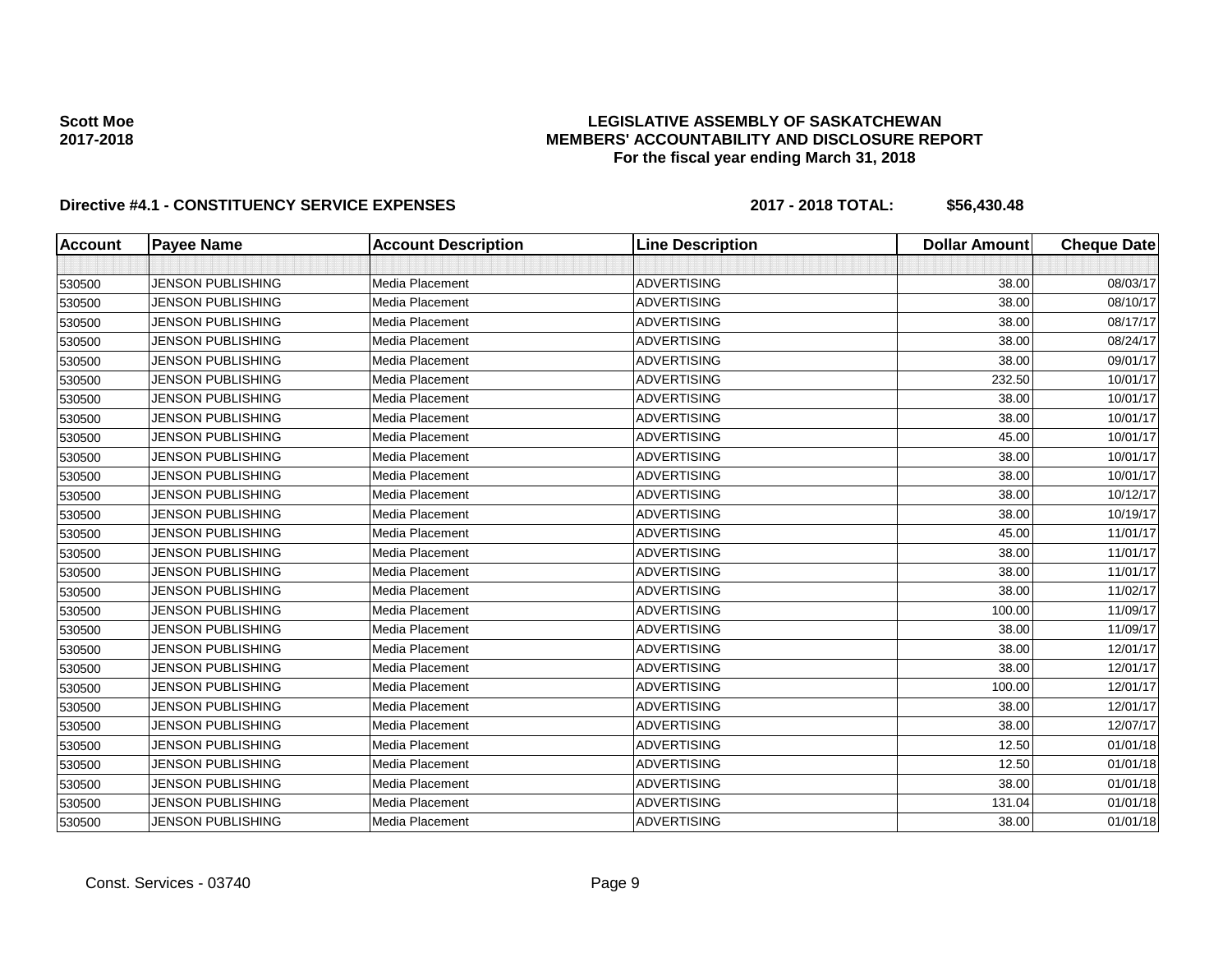**Scott Moe**
**2017-2018**

## LEGISLATIVE ASSEMBLY OF SASKATCHEWAN
## MEMBERS' ACCOUNTABILITY AND DISCLOSURE REPORT
### For the fiscal year ending March 31, 2018

**Directive #4.1 - CONSTITUENCY SERVICE EXPENSES** **2017 - 2018 TOTAL: $56,430.48**

| Account | Payee Name | Account Description | Line Description | Dollar Amount | Cheque Date |
|---|---|---|---|---|---|
| | | | | | |
| 530500 | JENSON PUBLISHING | Media Placement | ADVERTISING | 38.00 | 08/03/17 |
| 530500 | JENSON PUBLISHING | Media Placement | ADVERTISING | 38.00 | 08/10/17 |
| 530500 | JENSON PUBLISHING | Media Placement | ADVERTISING | 38.00 | 08/17/17 |
| 530500 | JENSON PUBLISHING | Media Placement | ADVERTISING | 38.00 | 08/24/17 |
| 530500 | JENSON PUBLISHING | Media Placement | ADVERTISING | 38.00 | 09/01/17 |
| 530500 | JENSON PUBLISHING | Media Placement | ADVERTISING | 232.50 | 10/01/17 |
| 530500 | JENSON PUBLISHING | Media Placement | ADVERTISING | 38.00 | 10/01/17 |
| 530500 | JENSON PUBLISHING | Media Placement | ADVERTISING | 38.00 | 10/01/17 |
| 530500 | JENSON PUBLISHING | Media Placement | ADVERTISING | 45.00 | 10/01/17 |
| 530500 | JENSON PUBLISHING | Media Placement | ADVERTISING | 38.00 | 10/01/17 |
| 530500 | JENSON PUBLISHING | Media Placement | ADVERTISING | 38.00 | 10/01/17 |
| 530500 | JENSON PUBLISHING | Media Placement | ADVERTISING | 38.00 | 10/12/17 |
| 530500 | JENSON PUBLISHING | Media Placement | ADVERTISING | 38.00 | 10/19/17 |
| 530500 | JENSON PUBLISHING | Media Placement | ADVERTISING | 45.00 | 11/01/17 |
| 530500 | JENSON PUBLISHING | Media Placement | ADVERTISING | 38.00 | 11/01/17 |
| 530500 | JENSON PUBLISHING | Media Placement | ADVERTISING | 38.00 | 11/01/17 |
| 530500 | JENSON PUBLISHING | Media Placement | ADVERTISING | 38.00 | 11/02/17 |
| 530500 | JENSON PUBLISHING | Media Placement | ADVERTISING | 100.00 | 11/09/17 |
| 530500 | JENSON PUBLISHING | Media Placement | ADVERTISING | 38.00 | 11/09/17 |
| 530500 | JENSON PUBLISHING | Media Placement | ADVERTISING | 38.00 | 12/01/17 |
| 530500 | JENSON PUBLISHING | Media Placement | ADVERTISING | 38.00 | 12/01/17 |
| 530500 | JENSON PUBLISHING | Media Placement | ADVERTISING | 100.00 | 12/01/17 |
| 530500 | JENSON PUBLISHING | Media Placement | ADVERTISING | 38.00 | 12/01/17 |
| 530500 | JENSON PUBLISHING | Media Placement | ADVERTISING | 38.00 | 12/07/17 |
| 530500 | JENSON PUBLISHING | Media Placement | ADVERTISING | 12.50 | 01/01/18 |
| 530500 | JENSON PUBLISHING | Media Placement | ADVERTISING | 12.50 | 01/01/18 |
| 530500 | JENSON PUBLISHING | Media Placement | ADVERTISING | 38.00 | 01/01/18 |
| 530500 | JENSON PUBLISHING | Media Placement | ADVERTISING | 131.04 | 01/01/18 |
| 530500 | JENSON PUBLISHING | Media Placement | ADVERTISING | 38.00 | 01/01/18 |

Const. Services - 03740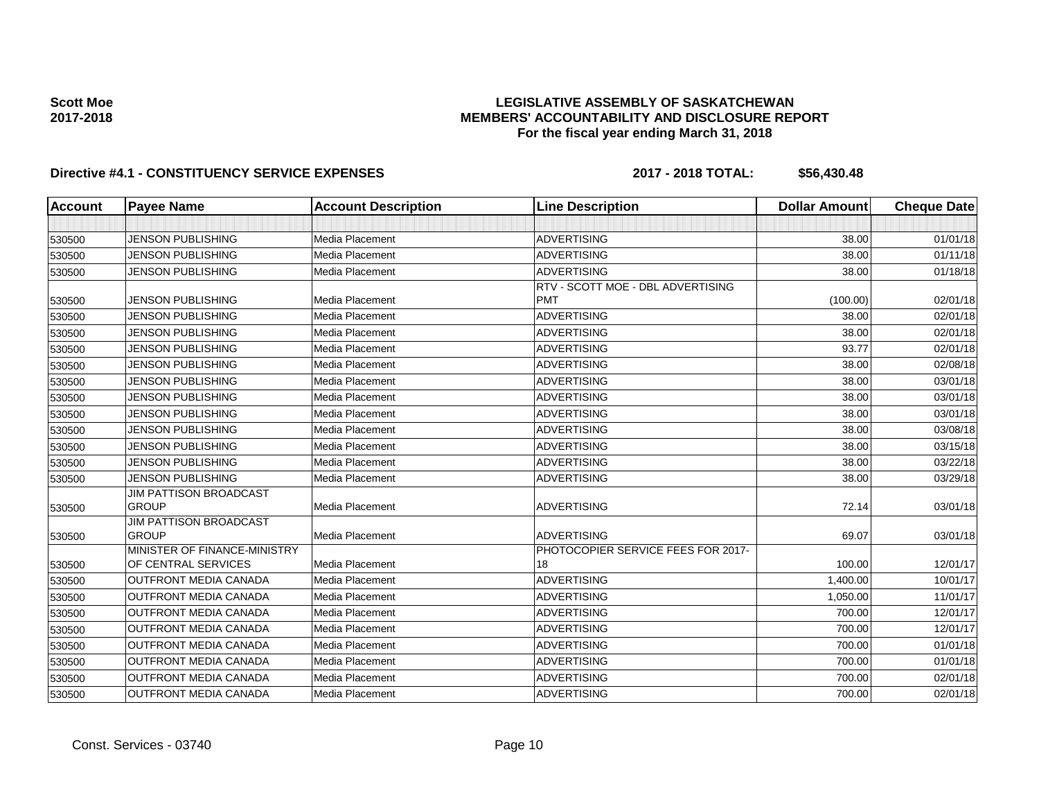**Scott Moe**
**2017-2018**

# LEGISLATIVE ASSEMBLY OF SASKATCHEWAN
## MEMBERS' ACCOUNTABILITY AND DISCLOSURE REPORT
### For the fiscal year ending March 31, 2018

**Directive #4.1 - CONSTITUENCY SERVICE EXPENSES** **2017 - 2018 TOTAL: $56,430.48**

| Account | Payee Name | Account Description | Line Description | Dollar Amount | Cheque Date |
|---|---|---|---|---|---|
| | | | | | |
| 530500 | JENSON PUBLISHING | Media Placement | ADVERTISING | 38.00 | 01/01/18 |
| 530500 | JENSON PUBLISHING | Media Placement | ADVERTISING | 38.00 | 01/11/18 |
| 530500 | JENSON PUBLISHING | Media Placement | ADVERTISING | 38.00 | 01/18/18 |
| 530500 | JENSON PUBLISHING | Media Placement | RTV - SCOTT MOE - DBL ADVERTISING PMT | (100.00) | 02/01/18 |
| 530500 | JENSON PUBLISHING | Media Placement | ADVERTISING | 38.00 | 02/01/18 |
| 530500 | JENSON PUBLISHING | Media Placement | ADVERTISING | 38.00 | 02/01/18 |
| 530500 | JENSON PUBLISHING | Media Placement | ADVERTISING | 93.77 | 02/01/18 |
| 530500 | JENSON PUBLISHING | Media Placement | ADVERTISING | 38.00 | 02/08/18 |
| 530500 | JENSON PUBLISHING | Media Placement | ADVERTISING | 38.00 | 03/01/18 |
| 530500 | JENSON PUBLISHING | Media Placement | ADVERTISING | 38.00 | 03/01/18 |
| 530500 | JENSON PUBLISHING | Media Placement | ADVERTISING | 38.00 | 03/01/18 |
| 530500 | JENSON PUBLISHING | Media Placement | ADVERTISING | 38.00 | 03/08/18 |
| 530500 | JENSON PUBLISHING | Media Placement | ADVERTISING | 38.00 | 03/15/18 |
| 530500 | JENSON PUBLISHING | Media Placement | ADVERTISING | 38.00 | 03/22/18 |
| 530500 | JENSON PUBLISHING | Media Placement | ADVERTISING | 38.00 | 03/29/18 |
| 530500 | JIM PATTISON BROADCAST GROUP | Media Placement | ADVERTISING | 72.14 | 03/01/18 |
| 530500 | JIM PATTISON BROADCAST GROUP | Media Placement | ADVERTISING | 69.07 | 03/01/18 |
| 530500 | MINISTER OF FINANCE-MINISTRY OF CENTRAL SERVICES | Media Placement | PHOTOCOPIER SERVICE FEES FOR 2017-18 | 100.00 | 12/01/17 |
| 530500 | OUTFRONT MEDIA CANADA | Media Placement | ADVERTISING | 1,400.00 | 10/01/17 |
| 530500 | OUTFRONT MEDIA CANADA | Media Placement | ADVERTISING | 1,050.00 | 11/01/17 |
| 530500 | OUTFRONT MEDIA CANADA | Media Placement | ADVERTISING | 700.00 | 12/01/17 |
| 530500 | OUTFRONT MEDIA CANADA | Media Placement | ADVERTISING | 700.00 | 12/01/17 |
| 530500 | OUTFRONT MEDIA CANADA | Media Placement | ADVERTISING | 700.00 | 01/01/18 |
| 530500 | OUTFRONT MEDIA CANADA | Media Placement | ADVERTISING | 700.00 | 01/01/18 |
| 530500 | OUTFRONT MEDIA CANADA | Media Placement | ADVERTISING | 700.00 | 02/01/18 |
| 530500 | OUTFRONT MEDIA CANADA | Media Placement | ADVERTISING | 700.00 | 02/01/18 |

Const. Services - 03740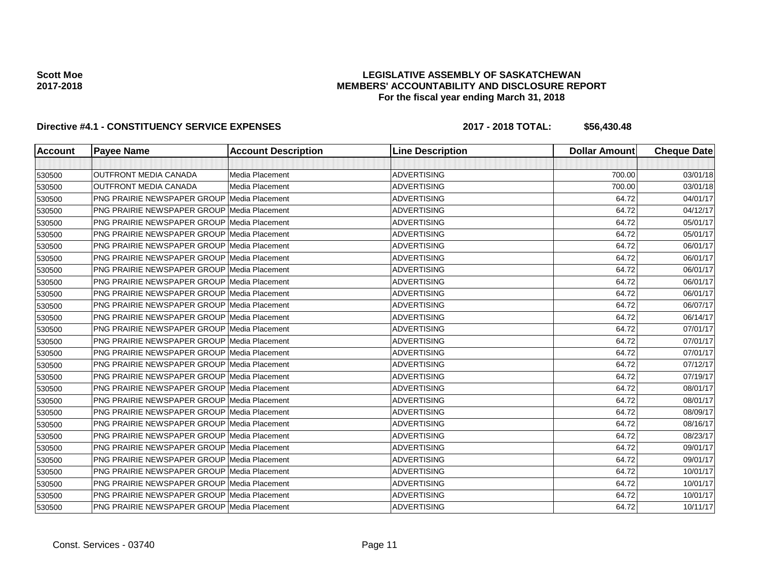Scott Moe
2017-2018

**LEGISLATIVE ASSEMBLY OF SASKATCHEWAN**
**MEMBERS' ACCOUNTABILITY AND DISCLOSURE REPORT**
**For the fiscal year ending March 31, 2018**

**Directive #4.1 - CONSTITUENCY SERVICE EXPENSES** **2017 - 2018 TOTAL: $56,430.48**

| Account | Payee Name | Account Description | Line Description | Dollar Amount | Cheque Date |
|---|---|---|---|---|---|
| | | | | | |
| 530500 | OUTFRONT MEDIA CANADA | Media Placement | ADVERTISING | 700.00 | 03/01/18 |
| 530500 | OUTFRONT MEDIA CANADA | Media Placement | ADVERTISING | 700.00 | 03/01/18 |
| 530500 | PNG PRAIRIE NEWSPAPER GROUP | Media Placement | ADVERTISING | 64.72 | 04/01/17 |
| 530500 | PNG PRAIRIE NEWSPAPER GROUP | Media Placement | ADVERTISING | 64.72 | 04/12/17 |
| 530500 | PNG PRAIRIE NEWSPAPER GROUP | Media Placement | ADVERTISING | 64.72 | 05/01/17 |
| 530500 | PNG PRAIRIE NEWSPAPER GROUP | Media Placement | ADVERTISING | 64.72 | 05/01/17 |
| 530500 | PNG PRAIRIE NEWSPAPER GROUP | Media Placement | ADVERTISING | 64.72 | 06/01/17 |
| 530500 | PNG PRAIRIE NEWSPAPER GROUP | Media Placement | ADVERTISING | 64.72 | 06/01/17 |
| 530500 | PNG PRAIRIE NEWSPAPER GROUP | Media Placement | ADVERTISING | 64.72 | 06/01/17 |
| 530500 | PNG PRAIRIE NEWSPAPER GROUP | Media Placement | ADVERTISING | 64.72 | 06/01/17 |
| 530500 | PNG PRAIRIE NEWSPAPER GROUP | Media Placement | ADVERTISING | 64.72 | 06/01/17 |
| 530500 | PNG PRAIRIE NEWSPAPER GROUP | Media Placement | ADVERTISING | 64.72 | 06/07/17 |
| 530500 | PNG PRAIRIE NEWSPAPER GROUP | Media Placement | ADVERTISING | 64.72 | 06/14/17 |
| 530500 | PNG PRAIRIE NEWSPAPER GROUP | Media Placement | ADVERTISING | 64.72 | 07/01/17 |
| 530500 | PNG PRAIRIE NEWSPAPER GROUP | Media Placement | ADVERTISING | 64.72 | 07/01/17 |
| 530500 | PNG PRAIRIE NEWSPAPER GROUP | Media Placement | ADVERTISING | 64.72 | 07/01/17 |
| 530500 | PNG PRAIRIE NEWSPAPER GROUP | Media Placement | ADVERTISING | 64.72 | 07/12/17 |
| 530500 | PNG PRAIRIE NEWSPAPER GROUP | Media Placement | ADVERTISING | 64.72 | 07/19/17 |
| 530500 | PNG PRAIRIE NEWSPAPER GROUP | Media Placement | ADVERTISING | 64.72 | 08/01/17 |
| 530500 | PNG PRAIRIE NEWSPAPER GROUP | Media Placement | ADVERTISING | 64.72 | 08/01/17 |
| 530500 | PNG PRAIRIE NEWSPAPER GROUP | Media Placement | ADVERTISING | 64.72 | 08/09/17 |
| 530500 | PNG PRAIRIE NEWSPAPER GROUP | Media Placement | ADVERTISING | 64.72 | 08/16/17 |
| 530500 | PNG PRAIRIE NEWSPAPER GROUP | Media Placement | ADVERTISING | 64.72 | 08/23/17 |
| 530500 | PNG PRAIRIE NEWSPAPER GROUP | Media Placement | ADVERTISING | 64.72 | 09/01/17 |
| 530500 | PNG PRAIRIE NEWSPAPER GROUP | Media Placement | ADVERTISING | 64.72 | 09/01/17 |
| 530500 | PNG PRAIRIE NEWSPAPER GROUP | Media Placement | ADVERTISING | 64.72 | 10/01/17 |
| 530500 | PNG PRAIRIE NEWSPAPER GROUP | Media Placement | ADVERTISING | 64.72 | 10/01/17 |
| 530500 | PNG PRAIRIE NEWSPAPER GROUP | Media Placement | ADVERTISING | 64.72 | 10/01/17 |
| 530500 | PNG PRAIRIE NEWSPAPER GROUP | Media Placement | ADVERTISING | 64.72 | 10/11/17 |

Const. Services - 03740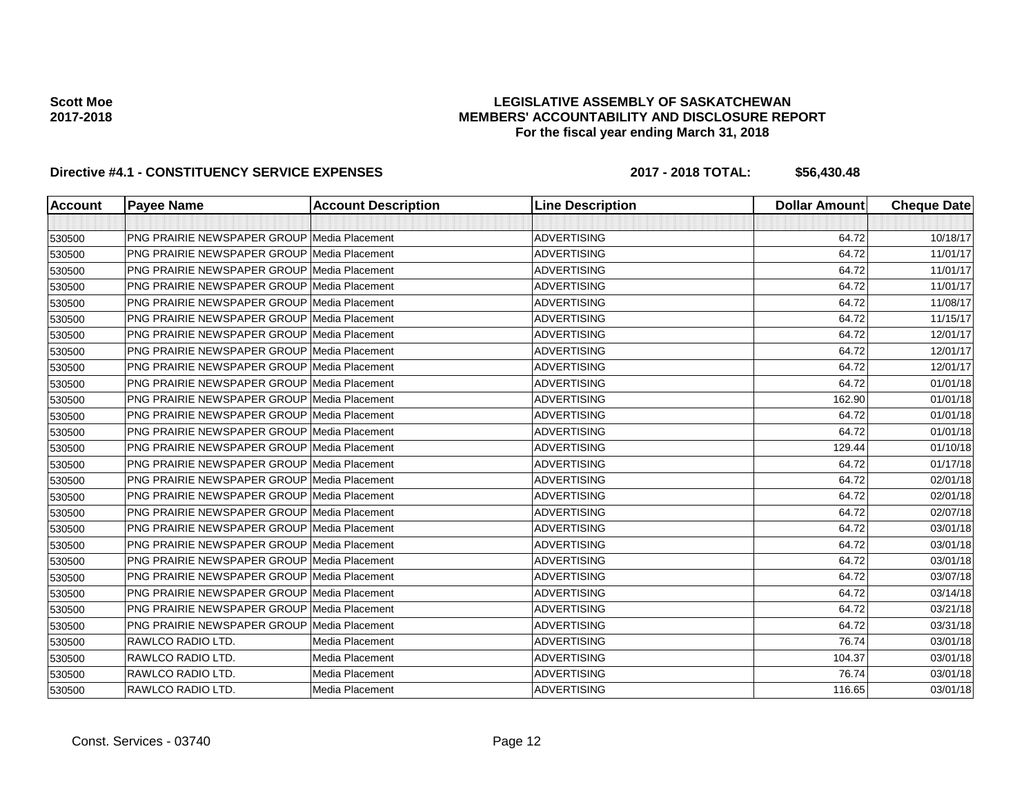**Scott Moe**
**2017-2018**

**LEGISLATIVE ASSEMBLY OF SASKATCHEWAN**
**MEMBERS' ACCOUNTABILITY AND DISCLOSURE REPORT**
**For the fiscal year ending March 31, 2018**

**Directive #4.1 - CONSTITUENCY SERVICE EXPENSES** **2017 - 2018 TOTAL: $56,430.48**

| Account | Payee Name | Account Description | Line Description | Dollar Amount | Cheque Date |
|---|---|---|---|---|---|
| | | | | | |
| 530500 | PNG PRAIRIE NEWSPAPER GROUP | Media Placement | ADVERTISING | 64.72 | 10/18/17 |
| 530500 | PNG PRAIRIE NEWSPAPER GROUP | Media Placement | ADVERTISING | 64.72 | 11/01/17 |
| 530500 | PNG PRAIRIE NEWSPAPER GROUP | Media Placement | ADVERTISING | 64.72 | 11/01/17 |
| 530500 | PNG PRAIRIE NEWSPAPER GROUP | Media Placement | ADVERTISING | 64.72 | 11/01/17 |
| 530500 | PNG PRAIRIE NEWSPAPER GROUP | Media Placement | ADVERTISING | 64.72 | 11/08/17 |
| 530500 | PNG PRAIRIE NEWSPAPER GROUP | Media Placement | ADVERTISING | 64.72 | 11/15/17 |
| 530500 | PNG PRAIRIE NEWSPAPER GROUP | Media Placement | ADVERTISING | 64.72 | 12/01/17 |
| 530500 | PNG PRAIRIE NEWSPAPER GROUP | Media Placement | ADVERTISING | 64.72 | 12/01/17 |
| 530500 | PNG PRAIRIE NEWSPAPER GROUP | Media Placement | ADVERTISING | 64.72 | 12/01/17 |
| 530500 | PNG PRAIRIE NEWSPAPER GROUP | Media Placement | ADVERTISING | 64.72 | 01/01/18 |
| 530500 | PNG PRAIRIE NEWSPAPER GROUP | Media Placement | ADVERTISING | 162.90 | 01/01/18 |
| 530500 | PNG PRAIRIE NEWSPAPER GROUP | Media Placement | ADVERTISING | 64.72 | 01/01/18 |
| 530500 | PNG PRAIRIE NEWSPAPER GROUP | Media Placement | ADVERTISING | 64.72 | 01/01/18 |
| 530500 | PNG PRAIRIE NEWSPAPER GROUP | Media Placement | ADVERTISING | 129.44 | 01/10/18 |
| 530500 | PNG PRAIRIE NEWSPAPER GROUP | Media Placement | ADVERTISING | 64.72 | 01/17/18 |
| 530500 | PNG PRAIRIE NEWSPAPER GROUP | Media Placement | ADVERTISING | 64.72 | 02/01/18 |
| 530500 | PNG PRAIRIE NEWSPAPER GROUP | Media Placement | ADVERTISING | 64.72 | 02/01/18 |
| 530500 | PNG PRAIRIE NEWSPAPER GROUP | Media Placement | ADVERTISING | 64.72 | 02/07/18 |
| 530500 | PNG PRAIRIE NEWSPAPER GROUP | Media Placement | ADVERTISING | 64.72 | 03/01/18 |
| 530500 | PNG PRAIRIE NEWSPAPER GROUP | Media Placement | ADVERTISING | 64.72 | 03/01/18 |
| 530500 | PNG PRAIRIE NEWSPAPER GROUP | Media Placement | ADVERTISING | 64.72 | 03/01/18 |
| 530500 | PNG PRAIRIE NEWSPAPER GROUP | Media Placement | ADVERTISING | 64.72 | 03/07/18 |
| 530500 | PNG PRAIRIE NEWSPAPER GROUP | Media Placement | ADVERTISING | 64.72 | 03/14/18 |
| 530500 | PNG PRAIRIE NEWSPAPER GROUP | Media Placement | ADVERTISING | 64.72 | 03/21/18 |
| 530500 | PNG PRAIRIE NEWSPAPER GROUP | Media Placement | ADVERTISING | 64.72 | 03/31/18 |
| 530500 | RAWLCO RADIO LTD. | Media Placement | ADVERTISING | 76.74 | 03/01/18 |
| 530500 | RAWLCO RADIO LTD. | Media Placement | ADVERTISING | 104.37 | 03/01/18 |
| 530500 | RAWLCO RADIO LTD. | Media Placement | ADVERTISING | 76.74 | 03/01/18 |
| 530500 | RAWLCO RADIO LTD. | Media Placement | ADVERTISING | 116.65 | 03/01/18 |

Const. Services - 03740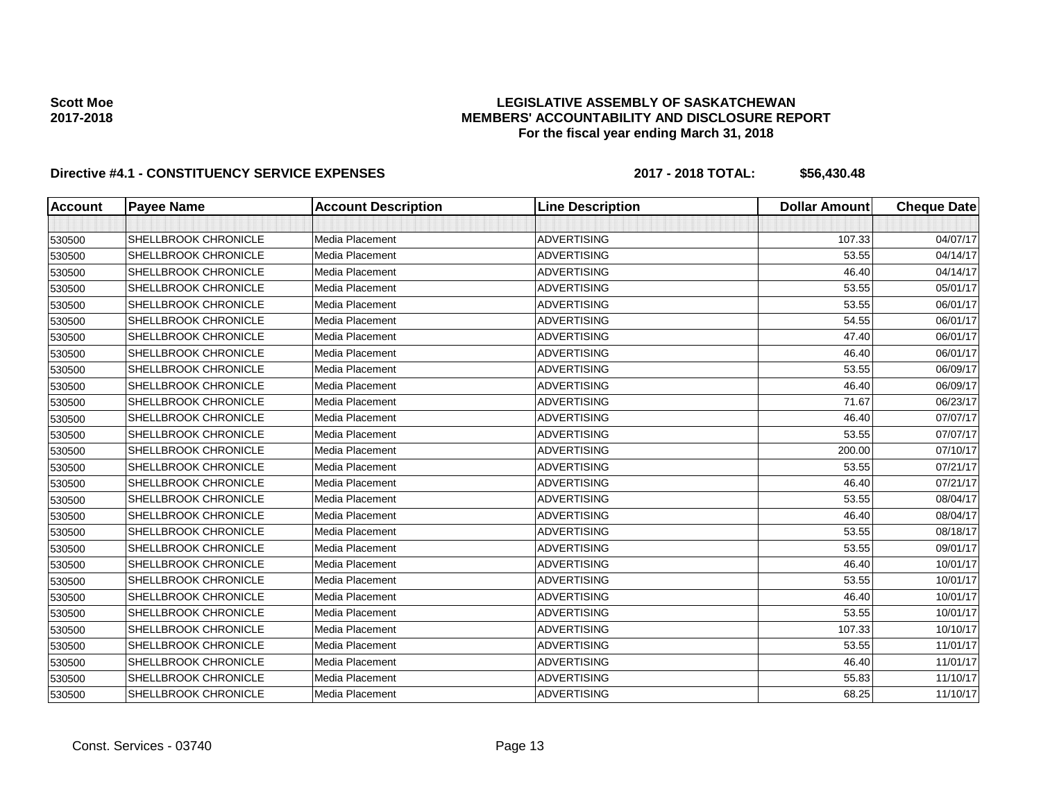**Scott Moe**
**2017-2018**

**LEGISLATIVE ASSEMBLY OF SASKATCHEWAN**
**MEMBERS' ACCOUNTABILITY AND DISCLOSURE REPORT**
**For the fiscal year ending March 31, 2018**

**Directive #4.1 - CONSTITUENCY SERVICE EXPENSES** **2017 - 2018 TOTAL: $56,430.48**

| Account | Payee Name | Account Description | Line Description | Dollar Amount | Cheque Date |
|---|---|---|---|---|---|
| | | | | | |
| 530500 | SHELLBROOK CHRONICLE | Media Placement | ADVERTISING | 107.33 | 04/07/17 |
| 530500 | SHELLBROOK CHRONICLE | Media Placement | ADVERTISING | 53.55 | 04/14/17 |
| 530500 | SHELLBROOK CHRONICLE | Media Placement | ADVERTISING | 46.40 | 04/14/17 |
| 530500 | SHELLBROOK CHRONICLE | Media Placement | ADVERTISING | 53.55 | 05/01/17 |
| 530500 | SHELLBROOK CHRONICLE | Media Placement | ADVERTISING | 53.55 | 06/01/17 |
| 530500 | SHELLBROOK CHRONICLE | Media Placement | ADVERTISING | 54.55 | 06/01/17 |
| 530500 | SHELLBROOK CHRONICLE | Media Placement | ADVERTISING | 47.40 | 06/01/17 |
| 530500 | SHELLBROOK CHRONICLE | Media Placement | ADVERTISING | 46.40 | 06/01/17 |
| 530500 | SHELLBROOK CHRONICLE | Media Placement | ADVERTISING | 53.55 | 06/09/17 |
| 530500 | SHELLBROOK CHRONICLE | Media Placement | ADVERTISING | 46.40 | 06/09/17 |
| 530500 | SHELLBROOK CHRONICLE | Media Placement | ADVERTISING | 71.67 | 06/23/17 |
| 530500 | SHELLBROOK CHRONICLE | Media Placement | ADVERTISING | 46.40 | 07/07/17 |
| 530500 | SHELLBROOK CHRONICLE | Media Placement | ADVERTISING | 53.55 | 07/07/17 |
| 530500 | SHELLBROOK CHRONICLE | Media Placement | ADVERTISING | 200.00 | 07/10/17 |
| 530500 | SHELLBROOK CHRONICLE | Media Placement | ADVERTISING | 53.55 | 07/21/17 |
| 530500 | SHELLBROOK CHRONICLE | Media Placement | ADVERTISING | 46.40 | 07/21/17 |
| 530500 | SHELLBROOK CHRONICLE | Media Placement | ADVERTISING | 53.55 | 08/04/17 |
| 530500 | SHELLBROOK CHRONICLE | Media Placement | ADVERTISING | 46.40 | 08/04/17 |
| 530500 | SHELLBROOK CHRONICLE | Media Placement | ADVERTISING | 53.55 | 08/18/17 |
| 530500 | SHELLBROOK CHRONICLE | Media Placement | ADVERTISING | 53.55 | 09/01/17 |
| 530500 | SHELLBROOK CHRONICLE | Media Placement | ADVERTISING | 46.40 | 10/01/17 |
| 530500 | SHELLBROOK CHRONICLE | Media Placement | ADVERTISING | 53.55 | 10/01/17 |
| 530500 | SHELLBROOK CHRONICLE | Media Placement | ADVERTISING | 46.40 | 10/01/17 |
| 530500 | SHELLBROOK CHRONICLE | Media Placement | ADVERTISING | 53.55 | 10/01/17 |
| 530500 | SHELLBROOK CHRONICLE | Media Placement | ADVERTISING | 107.33 | 10/10/17 |
| 530500 | SHELLBROOK CHRONICLE | Media Placement | ADVERTISING | 53.55 | 11/01/17 |
| 530500 | SHELLBROOK CHRONICLE | Media Placement | ADVERTISING | 46.40 | 11/01/17 |
| 530500 | SHELLBROOK CHRONICLE | Media Placement | ADVERTISING | 55.83 | 11/10/17 |
| 530500 | SHELLBROOK CHRONICLE | Media Placement | ADVERTISING | 68.25 | 11/10/17 |

Const. Services - 03740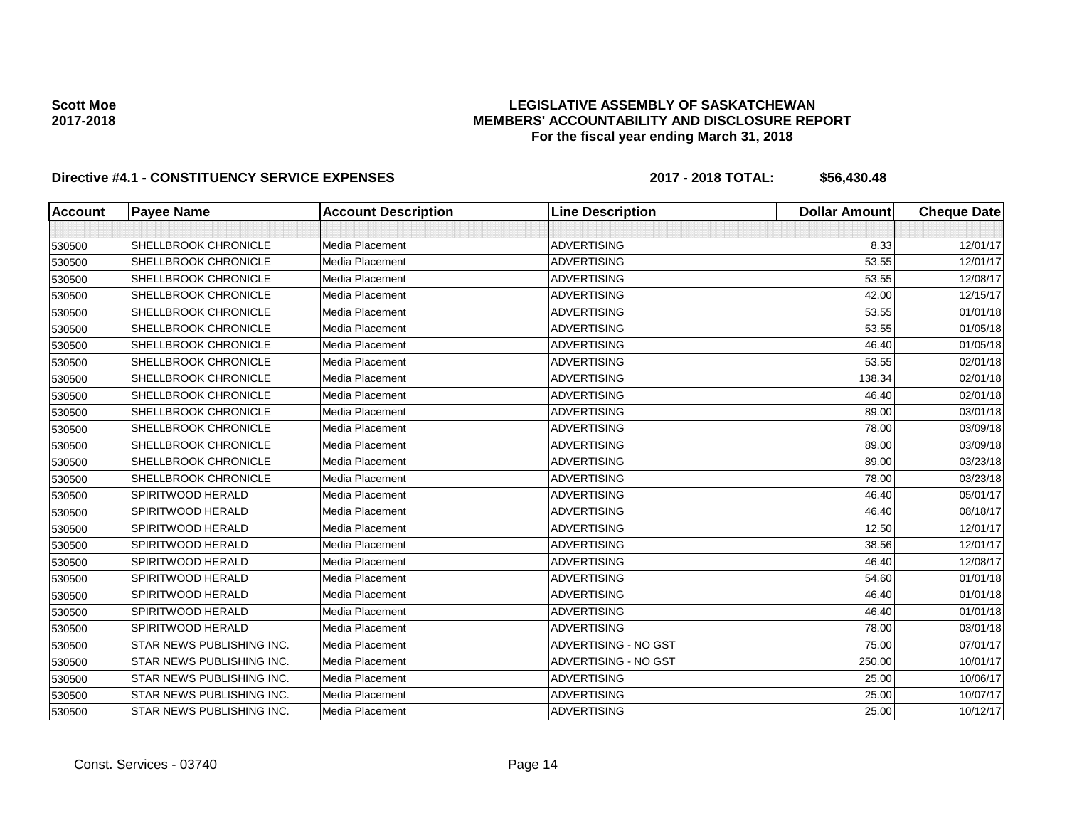**Scott Moe**
**2017-2018**

**LEGISLATIVE ASSEMBLY OF SASKATCHEWAN**
**MEMBERS' ACCOUNTABILITY AND DISCLOSURE REPORT**
**For the fiscal year ending March 31, 2018**

**Directive #4.1 - CONSTITUENCY SERVICE EXPENSES** **2017 - 2018 TOTAL: $56,430.48**

| Account | Payee Name | Account Description | Line Description | Dollar Amount | Cheque Date |
|---|---|---|---|---|---|
| | | | | | |
| 530500 | SHELLBROOK CHRONICLE | Media Placement | ADVERTISING | 8.33 | 12/01/17 |
| 530500 | SHELLBROOK CHRONICLE | Media Placement | ADVERTISING | 53.55 | 12/01/17 |
| 530500 | SHELLBROOK CHRONICLE | Media Placement | ADVERTISING | 53.55 | 12/08/17 |
| 530500 | SHELLBROOK CHRONICLE | Media Placement | ADVERTISING | 42.00 | 12/15/17 |
| 530500 | SHELLBROOK CHRONICLE | Media Placement | ADVERTISING | 53.55 | 01/01/18 |
| 530500 | SHELLBROOK CHRONICLE | Media Placement | ADVERTISING | 53.55 | 01/05/18 |
| 530500 | SHELLBROOK CHRONICLE | Media Placement | ADVERTISING | 46.40 | 01/05/18 |
| 530500 | SHELLBROOK CHRONICLE | Media Placement | ADVERTISING | 53.55 | 02/01/18 |
| 530500 | SHELLBROOK CHRONICLE | Media Placement | ADVERTISING | 138.34 | 02/01/18 |
| 530500 | SHELLBROOK CHRONICLE | Media Placement | ADVERTISING | 46.40 | 02/01/18 |
| 530500 | SHELLBROOK CHRONICLE | Media Placement | ADVERTISING | 89.00 | 03/01/18 |
| 530500 | SHELLBROOK CHRONICLE | Media Placement | ADVERTISING | 78.00 | 03/09/18 |
| 530500 | SHELLBROOK CHRONICLE | Media Placement | ADVERTISING | 89.00 | 03/09/18 |
| 530500 | SHELLBROOK CHRONICLE | Media Placement | ADVERTISING | 89.00 | 03/23/18 |
| 530500 | SHELLBROOK CHRONICLE | Media Placement | ADVERTISING | 78.00 | 03/23/18 |
| 530500 | SPIRITWOOD HERALD | Media Placement | ADVERTISING | 46.40 | 05/01/17 |
| 530500 | SPIRITWOOD HERALD | Media Placement | ADVERTISING | 46.40 | 08/18/17 |
| 530500 | SPIRITWOOD HERALD | Media Placement | ADVERTISING | 12.50 | 12/01/17 |
| 530500 | SPIRITWOOD HERALD | Media Placement | ADVERTISING | 38.56 | 12/01/17 |
| 530500 | SPIRITWOOD HERALD | Media Placement | ADVERTISING | 46.40 | 12/08/17 |
| 530500 | SPIRITWOOD HERALD | Media Placement | ADVERTISING | 54.60 | 01/01/18 |
| 530500 | SPIRITWOOD HERALD | Media Placement | ADVERTISING | 46.40 | 01/01/18 |
| 530500 | SPIRITWOOD HERALD | Media Placement | ADVERTISING | 46.40 | 01/01/18 |
| 530500 | SPIRITWOOD HERALD | Media Placement | ADVERTISING | 78.00 | 03/01/18 |
| 530500 | STAR NEWS PUBLISHING INC. | Media Placement | ADVERTISING - NO GST | 75.00 | 07/01/17 |
| 530500 | STAR NEWS PUBLISHING INC. | Media Placement | ADVERTISING - NO GST | 250.00 | 10/01/17 |
| 530500 | STAR NEWS PUBLISHING INC. | Media Placement | ADVERTISING | 25.00 | 10/06/17 |
| 530500 | STAR NEWS PUBLISHING INC. | Media Placement | ADVERTISING | 25.00 | 10/07/17 |
| 530500 | STAR NEWS PUBLISHING INC. | Media Placement | ADVERTISING | 25.00 | 10/12/17 |

Const. Services - 03740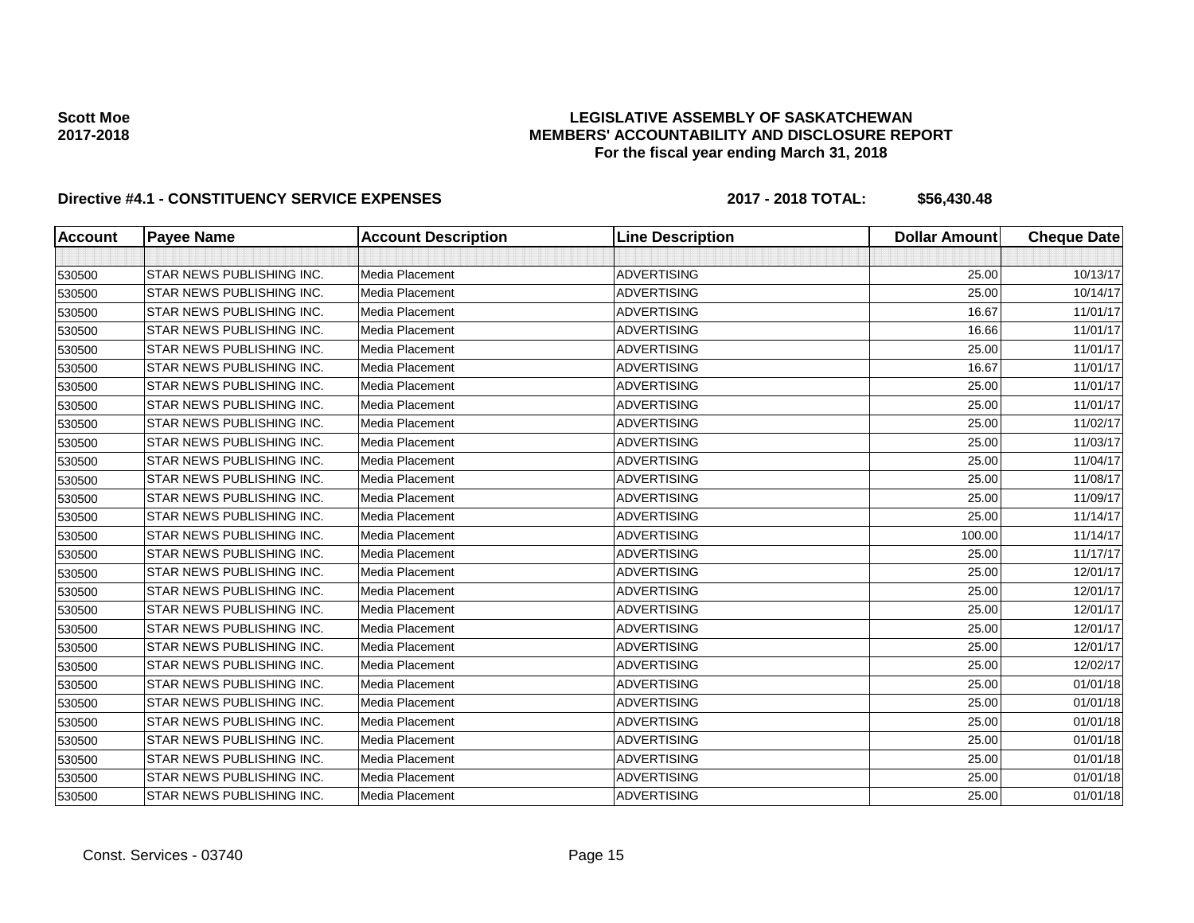**Scott Moe**
**2017-2018**

**LEGISLATIVE ASSEMBLY OF SASKATCHEWAN**
**MEMBERS' ACCOUNTABILITY AND DISCLOSURE REPORT**
**For the fiscal year ending March 31, 2018**

**Directive #4.1 - CONSTITUENCY SERVICE EXPENSES** **2017 - 2018 TOTAL: $56,430.48**

| Account | Payee Name | Account Description | Line Description | Dollar Amount | Cheque Date |
|---|---|---|---|---|---|
| | | | | | |
| 530500 | STAR NEWS PUBLISHING INC. | Media Placement | ADVERTISING | 25.00 | 10/13/17 |
| 530500 | STAR NEWS PUBLISHING INC. | Media Placement | ADVERTISING | 25.00 | 10/14/17 |
| 530500 | STAR NEWS PUBLISHING INC. | Media Placement | ADVERTISING | 16.67 | 11/01/17 |
| 530500 | STAR NEWS PUBLISHING INC. | Media Placement | ADVERTISING | 16.66 | 11/01/17 |
| 530500 | STAR NEWS PUBLISHING INC. | Media Placement | ADVERTISING | 25.00 | 11/01/17 |
| 530500 | STAR NEWS PUBLISHING INC. | Media Placement | ADVERTISING | 16.67 | 11/01/17 |
| 530500 | STAR NEWS PUBLISHING INC. | Media Placement | ADVERTISING | 25.00 | 11/01/17 |
| 530500 | STAR NEWS PUBLISHING INC. | Media Placement | ADVERTISING | 25.00 | 11/01/17 |
| 530500 | STAR NEWS PUBLISHING INC. | Media Placement | ADVERTISING | 25.00 | 11/02/17 |
| 530500 | STAR NEWS PUBLISHING INC. | Media Placement | ADVERTISING | 25.00 | 11/03/17 |
| 530500 | STAR NEWS PUBLISHING INC. | Media Placement | ADVERTISING | 25.00 | 11/04/17 |
| 530500 | STAR NEWS PUBLISHING INC. | Media Placement | ADVERTISING | 25.00 | 11/08/17 |
| 530500 | STAR NEWS PUBLISHING INC. | Media Placement | ADVERTISING | 25.00 | 11/09/17 |
| 530500 | STAR NEWS PUBLISHING INC. | Media Placement | ADVERTISING | 25.00 | 11/14/17 |
| 530500 | STAR NEWS PUBLISHING INC. | Media Placement | ADVERTISING | 100.00 | 11/14/17 |
| 530500 | STAR NEWS PUBLISHING INC. | Media Placement | ADVERTISING | 25.00 | 11/17/17 |
| 530500 | STAR NEWS PUBLISHING INC. | Media Placement | ADVERTISING | 25.00 | 12/01/17 |
| 530500 | STAR NEWS PUBLISHING INC. | Media Placement | ADVERTISING | 25.00 | 12/01/17 |
| 530500 | STAR NEWS PUBLISHING INC. | Media Placement | ADVERTISING | 25.00 | 12/01/17 |
| 530500 | STAR NEWS PUBLISHING INC. | Media Placement | ADVERTISING | 25.00 | 12/01/17 |
| 530500 | STAR NEWS PUBLISHING INC. | Media Placement | ADVERTISING | 25.00 | 12/01/17 |
| 530500 | STAR NEWS PUBLISHING INC. | Media Placement | ADVERTISING | 25.00 | 12/02/17 |
| 530500 | STAR NEWS PUBLISHING INC. | Media Placement | ADVERTISING | 25.00 | 01/01/18 |
| 530500 | STAR NEWS PUBLISHING INC. | Media Placement | ADVERTISING | 25.00 | 01/01/18 |
| 530500 | STAR NEWS PUBLISHING INC. | Media Placement | ADVERTISING | 25.00 | 01/01/18 |
| 530500 | STAR NEWS PUBLISHING INC. | Media Placement | ADVERTISING | 25.00 | 01/01/18 |
| 530500 | STAR NEWS PUBLISHING INC. | Media Placement | ADVERTISING | 25.00 | 01/01/18 |
| 530500 | STAR NEWS PUBLISHING INC. | Media Placement | ADVERTISING | 25.00 | 01/01/18 |
| 530500 | STAR NEWS PUBLISHING INC. | Media Placement | ADVERTISING | 25.00 | 01/01/18 |

Const. Services - 03740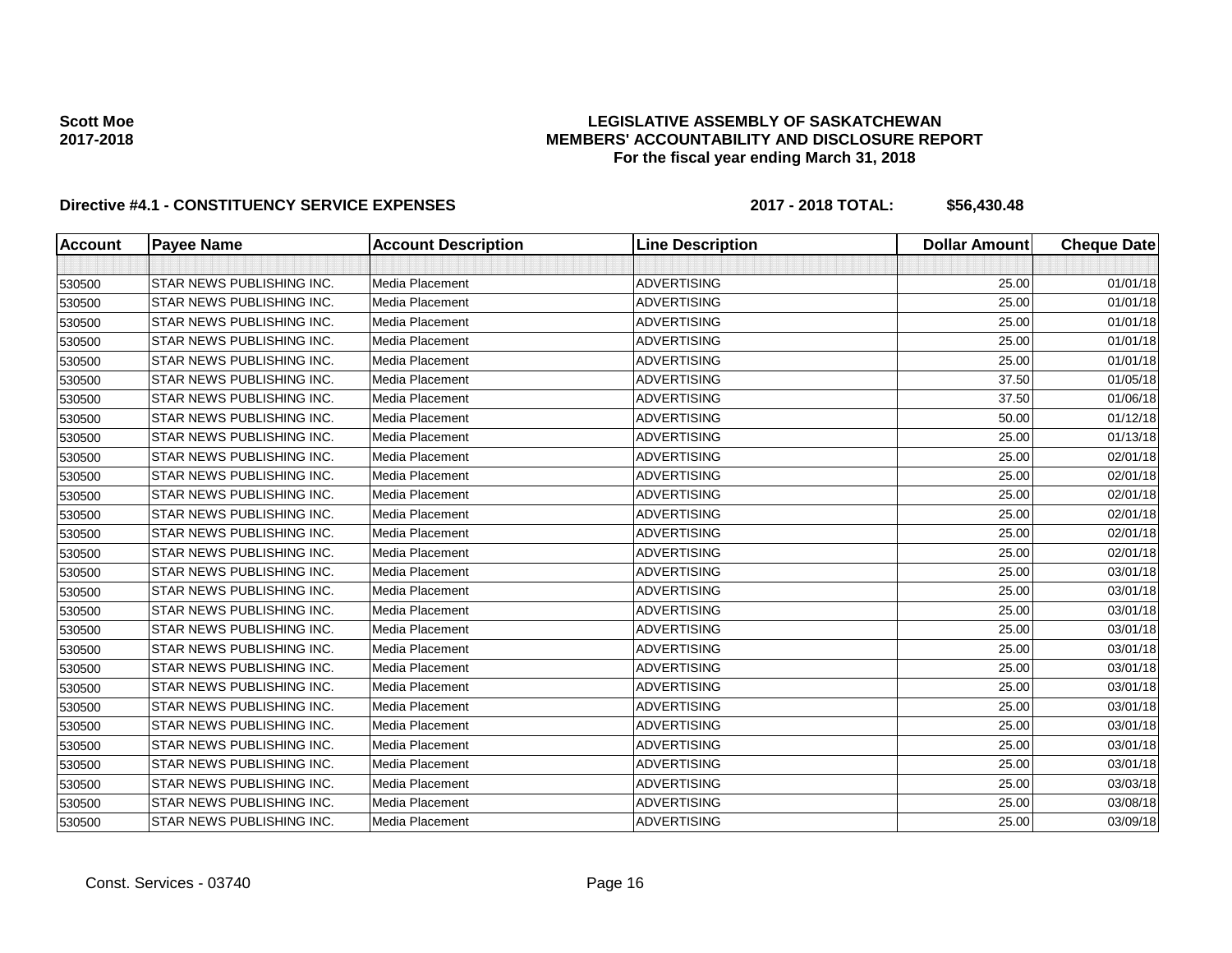**Scott Moe**
**2017-2018**

# LEGISLATIVE ASSEMBLY OF SASKATCHEWAN
## MEMBERS' ACCOUNTABILITY AND DISCLOSURE REPORT
### For the fiscal year ending March 31, 2018

**Directive #4.1 - CONSTITUENCY SERVICE EXPENSES** **2017 - 2018 TOTAL: $56,430.48**

| Account | Payee Name | Account Description | Line Description | Dollar Amount | Cheque Date |
|---|---|---|---|---|---|
| | | | | | |
| 530500 | STAR NEWS PUBLISHING INC. | Media Placement | ADVERTISING | 25.00 | 01/01/18 |
| 530500 | STAR NEWS PUBLISHING INC. | Media Placement | ADVERTISING | 25.00 | 01/01/18 |
| 530500 | STAR NEWS PUBLISHING INC. | Media Placement | ADVERTISING | 25.00 | 01/01/18 |
| 530500 | STAR NEWS PUBLISHING INC. | Media Placement | ADVERTISING | 25.00 | 01/01/18 |
| 530500 | STAR NEWS PUBLISHING INC. | Media Placement | ADVERTISING | 25.00 | 01/01/18 |
| 530500 | STAR NEWS PUBLISHING INC. | Media Placement | ADVERTISING | 37.50 | 01/05/18 |
| 530500 | STAR NEWS PUBLISHING INC. | Media Placement | ADVERTISING | 37.50 | 01/06/18 |
| 530500 | STAR NEWS PUBLISHING INC. | Media Placement | ADVERTISING | 50.00 | 01/12/18 |
| 530500 | STAR NEWS PUBLISHING INC. | Media Placement | ADVERTISING | 25.00 | 01/13/18 |
| 530500 | STAR NEWS PUBLISHING INC. | Media Placement | ADVERTISING | 25.00 | 02/01/18 |
| 530500 | STAR NEWS PUBLISHING INC. | Media Placement | ADVERTISING | 25.00 | 02/01/18 |
| 530500 | STAR NEWS PUBLISHING INC. | Media Placement | ADVERTISING | 25.00 | 02/01/18 |
| 530500 | STAR NEWS PUBLISHING INC. | Media Placement | ADVERTISING | 25.00 | 02/01/18 |
| 530500 | STAR NEWS PUBLISHING INC. | Media Placement | ADVERTISING | 25.00 | 02/01/18 |
| 530500 | STAR NEWS PUBLISHING INC. | Media Placement | ADVERTISING | 25.00 | 02/01/18 |
| 530500 | STAR NEWS PUBLISHING INC. | Media Placement | ADVERTISING | 25.00 | 03/01/18 |
| 530500 | STAR NEWS PUBLISHING INC. | Media Placement | ADVERTISING | 25.00 | 03/01/18 |
| 530500 | STAR NEWS PUBLISHING INC. | Media Placement | ADVERTISING | 25.00 | 03/01/18 |
| 530500 | STAR NEWS PUBLISHING INC. | Media Placement | ADVERTISING | 25.00 | 03/01/18 |
| 530500 | STAR NEWS PUBLISHING INC. | Media Placement | ADVERTISING | 25.00 | 03/01/18 |
| 530500 | STAR NEWS PUBLISHING INC. | Media Placement | ADVERTISING | 25.00 | 03/01/18 |
| 530500 | STAR NEWS PUBLISHING INC. | Media Placement | ADVERTISING | 25.00 | 03/01/18 |
| 530500 | STAR NEWS PUBLISHING INC. | Media Placement | ADVERTISING | 25.00 | 03/01/18 |
| 530500 | STAR NEWS PUBLISHING INC. | Media Placement | ADVERTISING | 25.00 | 03/01/18 |
| 530500 | STAR NEWS PUBLISHING INC. | Media Placement | ADVERTISING | 25.00 | 03/01/18 |
| 530500 | STAR NEWS PUBLISHING INC. | Media Placement | ADVERTISING | 25.00 | 03/01/18 |
| 530500 | STAR NEWS PUBLISHING INC. | Media Placement | ADVERTISING | 25.00 | 03/03/18 |
| 530500 | STAR NEWS PUBLISHING INC. | Media Placement | ADVERTISING | 25.00 | 03/08/18 |
| 530500 | STAR NEWS PUBLISHING INC. | Media Placement | ADVERTISING | 25.00 | 03/09/18 |

Const. Services - 03740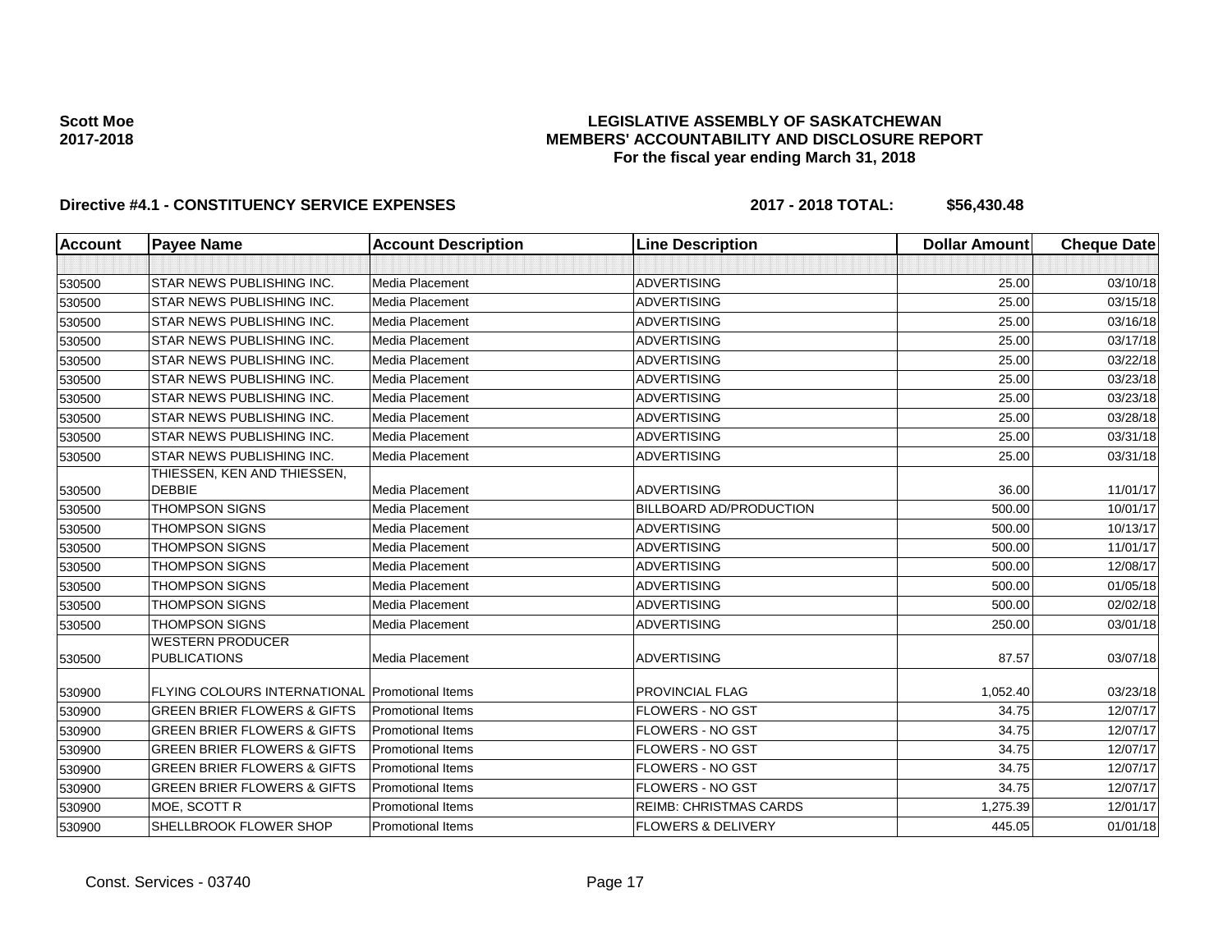**Scott Moe**
**2017-2018**

# LEGISLATIVE ASSEMBLY OF SASKATCHEWAN
## MEMBERS' ACCOUNTABILITY AND DISCLOSURE REPORT
### For the fiscal year ending March 31, 2018

**Directive #4.1 - CONSTITUENCY SERVICE EXPENSES** **2017 - 2018 TOTAL: $56,430.48**

| Account | Payee Name | Account Description | Line Description | Dollar Amount | Cheque Date |
|---|---|---|---|---|---|
| | | | | | |
| 530500 | STAR NEWS PUBLISHING INC. | Media Placement | ADVERTISING | 25.00 | 03/10/18 |
| 530500 | STAR NEWS PUBLISHING INC. | Media Placement | ADVERTISING | 25.00 | 03/15/18 |
| 530500 | STAR NEWS PUBLISHING INC. | Media Placement | ADVERTISING | 25.00 | 03/16/18 |
| 530500 | STAR NEWS PUBLISHING INC. | Media Placement | ADVERTISING | 25.00 | 03/17/18 |
| 530500 | STAR NEWS PUBLISHING INC. | Media Placement | ADVERTISING | 25.00 | 03/22/18 |
| 530500 | STAR NEWS PUBLISHING INC. | Media Placement | ADVERTISING | 25.00 | 03/23/18 |
| 530500 | STAR NEWS PUBLISHING INC. | Media Placement | ADVERTISING | 25.00 | 03/23/18 |
| 530500 | STAR NEWS PUBLISHING INC. | Media Placement | ADVERTISING | 25.00 | 03/28/18 |
| 530500 | STAR NEWS PUBLISHING INC. | Media Placement | ADVERTISING | 25.00 | 03/31/18 |
| 530500 | STAR NEWS PUBLISHING INC. | Media Placement | ADVERTISING | 25.00 | 03/31/18 |
| 530500 | THIESSEN, KEN AND THIESSEN, DEBBIE | Media Placement | ADVERTISING | 36.00 | 11/01/17 |
| 530500 | THOMPSON SIGNS | Media Placement | BILLBOARD AD/PRODUCTION | 500.00 | 10/01/17 |
| 530500 | THOMPSON SIGNS | Media Placement | ADVERTISING | 500.00 | 10/13/17 |
| 530500 | THOMPSON SIGNS | Media Placement | ADVERTISING | 500.00 | 11/01/17 |
| 530500 | THOMPSON SIGNS | Media Placement | ADVERTISING | 500.00 | 12/08/17 |
| 530500 | THOMPSON SIGNS | Media Placement | ADVERTISING | 500.00 | 01/05/18 |
| 530500 | THOMPSON SIGNS | Media Placement | ADVERTISING | 500.00 | 02/02/18 |
| 530500 | THOMPSON SIGNS | Media Placement | ADVERTISING | 250.00 | 03/01/18 |
| 530500 | WESTERN PRODUCER PUBLICATIONS | Media Placement | ADVERTISING | 87.57 | 03/07/18 |
| 530900 | FLYING COLOURS INTERNATIONAL | Promotional Items | PROVINCIAL FLAG | 1,052.40 | 03/23/18 |
| 530900 | GREEN BRIER FLOWERS & GIFTS | Promotional Items | FLOWERS - NO GST | 34.75 | 12/07/17 |
| 530900 | GREEN BRIER FLOWERS & GIFTS | Promotional Items | FLOWERS - NO GST | 34.75 | 12/07/17 |
| 530900 | GREEN BRIER FLOWERS & GIFTS | Promotional Items | FLOWERS - NO GST | 34.75 | 12/07/17 |
| 530900 | GREEN BRIER FLOWERS & GIFTS | Promotional Items | FLOWERS - NO GST | 34.75 | 12/07/17 |
| 530900 | GREEN BRIER FLOWERS & GIFTS | Promotional Items | FLOWERS - NO GST | 34.75 | 12/07/17 |
| 530900 | MOE, SCOTT R | Promotional Items | REIMB: CHRISTMAS CARDS | 1,275.39 | 12/01/17 |
| 530900 | SHELLBROOK FLOWER SHOP | Promotional Items | FLOWERS & DELIVERY | 445.05 | 01/01/18 |

Const. Services - 03740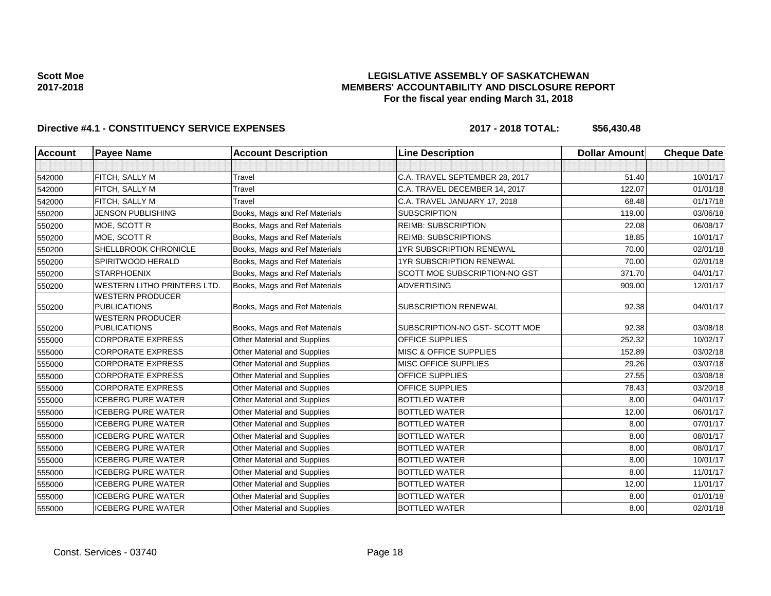**Scott Moe**
**2017-2018**

# LEGISLATIVE ASSEMBLY OF SASKATCHEWAN
## MEMBERS' ACCOUNTABILITY AND DISCLOSURE REPORT
### For the fiscal year ending March 31, 2018

**Directive #4.1 - CONSTITUENCY SERVICE EXPENSES** **2017 - 2018 TOTAL: $56,430.48**

| Account | Payee Name | Account Description | Line Description | Dollar Amount | Cheque Date |
|---|---|---|---|---|---|
| | | | | | |
| 542000 | FITCH, SALLY M | Travel | C.A. TRAVEL SEPTEMBER 28, 2017 | 51.40 | 10/01/17 |
| 542000 | FITCH, SALLY M | Travel | C.A. TRAVEL DECEMBER 14, 2017 | 122.07 | 01/01/18 |
| 542000 | FITCH, SALLY M | Travel | C.A. TRAVEL JANUARY 17, 2018 | 68.48 | 01/17/18 |
| 550200 | JENSON PUBLISHING | Books, Mags and Ref Materials | SUBSCRIPTION | 119.00 | 03/06/18 |
| 550200 | MOE, SCOTT R | Books, Mags and Ref Materials | REIMB: SUBSCRIPTION | 22.08 | 06/08/17 |
| 550200 | MOE, SCOTT R | Books, Mags and Ref Materials | REIMB: SUBSCRIPTIONS | 18.85 | 10/01/17 |
| 550200 | SHELLBROOK CHRONICLE | Books, Mags and Ref Materials | 1YR SUBSCRIPTION RENEWAL | 70.00 | 02/01/18 |
| 550200 | SPIRITWOOD HERALD | Books, Mags and Ref Materials | 1YR SUBSCRIPTION RENEWAL | 70.00 | 02/01/18 |
| 550200 | STARPHOENIX | Books, Mags and Ref Materials | SCOTT MOE SUBSCRIPTION-NO GST | 371.70 | 04/01/17 |
| 550200 | WESTERN LITHO PRINTERS LTD. | Books, Mags and Ref Materials | ADVERTISING | 909.00 | 12/01/17 |
| 550200 | WESTERN PRODUCER PUBLICATIONS | Books, Mags and Ref Materials | SUBSCRIPTION RENEWAL | 92.38 | 04/01/17 |
| 550200 | WESTERN PRODUCER PUBLICATIONS | Books, Mags and Ref Materials | SUBSCRIPTION-NO GST- SCOTT MOE | 92.38 | 03/08/18 |
| 555000 | CORPORATE EXPRESS | Other Material and Supplies | OFFICE SUPPLIES | 252.32 | 10/02/17 |
| 555000 | CORPORATE EXPRESS | Other Material and Supplies | MISC & OFFICE SUPPLIES | 152.89 | 03/02/18 |
| 555000 | CORPORATE EXPRESS | Other Material and Supplies | MISC OFFICE SUPPLIES | 29.26 | 03/07/18 |
| 555000 | CORPORATE EXPRESS | Other Material and Supplies | OFFICE SUPPLIES | 27.55 | 03/08/18 |
| 555000 | CORPORATE EXPRESS | Other Material and Supplies | OFFICE SUPPLIES | 78.43 | 03/20/18 |
| 555000 | ICEBERG PURE WATER | Other Material and Supplies | BOTTLED WATER | 8.00 | 04/01/17 |
| 555000 | ICEBERG PURE WATER | Other Material and Supplies | BOTTLED WATER | 12.00 | 06/01/17 |
| 555000 | ICEBERG PURE WATER | Other Material and Supplies | BOTTLED WATER | 8.00 | 07/01/17 |
| 555000 | ICEBERG PURE WATER | Other Material and Supplies | BOTTLED WATER | 8.00 | 08/01/17 |
| 555000 | ICEBERG PURE WATER | Other Material and Supplies | BOTTLED WATER | 8.00 | 08/01/17 |
| 555000 | ICEBERG PURE WATER | Other Material and Supplies | BOTTLED WATER | 8.00 | 10/01/17 |
| 555000 | ICEBERG PURE WATER | Other Material and Supplies | BOTTLED WATER | 8.00 | 11/01/17 |
| 555000 | ICEBERG PURE WATER | Other Material and Supplies | BOTTLED WATER | 12.00 | 11/01/17 |
| 555000 | ICEBERG PURE WATER | Other Material and Supplies | BOTTLED WATER | 8.00 | 01/01/18 |
| 555000 | ICEBERG PURE WATER | Other Material and Supplies | BOTTLED WATER | 8.00 | 02/01/18 |

Const. Services - 03740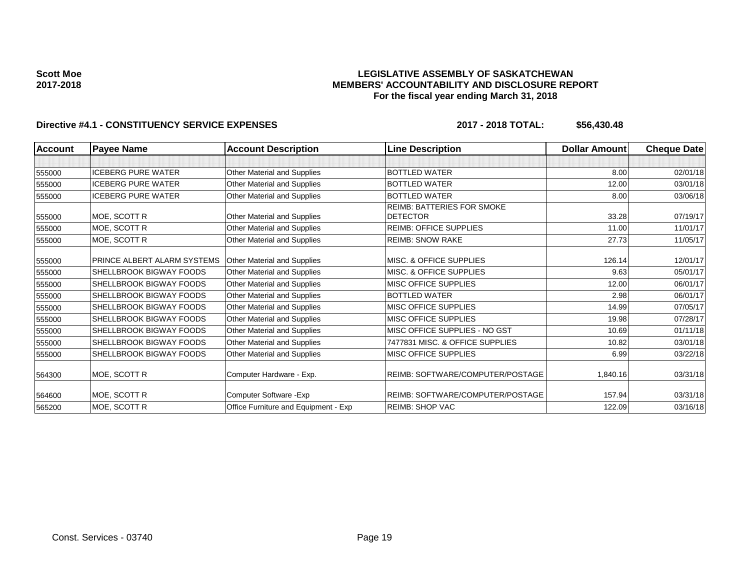**Scott Moe**
**2017-2018**

**LEGISLATIVE ASSEMBLY OF SASKATCHEWAN**
**MEMBERS' ACCOUNTABILITY AND DISCLOSURE REPORT**
**For the fiscal year ending March 31, 2018**

**Directive #4.1 - CONSTITUENCY SERVICE EXPENSES** **2017 - 2018 TOTAL: $56,430.48**

| Account | Payee Name | Account Description | Line Description | Dollar Amount | Cheque Date |
|---|---|---|---|---|---|
| | | | | | |
| 555000 | ICEBERG PURE WATER | Other Material and Supplies | BOTTLED WATER | 8.00 | 02/01/18 |
| 555000 | ICEBERG PURE WATER | Other Material and Supplies | BOTTLED WATER | 12.00 | 03/01/18 |
| 555000 | ICEBERG PURE WATER | Other Material and Supplies | BOTTLED WATER | 8.00 | 03/06/18 |
| 555000 | MOE, SCOTT R | Other Material and Supplies | REIMB: BATTERIES FOR SMOKE DETECTOR | 33.28 | 07/19/17 |
| 555000 | MOE, SCOTT R | Other Material and Supplies | REIMB: OFFICE SUPPLIES | 11.00 | 11/01/17 |
| 555000 | MOE, SCOTT R | Other Material and Supplies | REIMB: SNOW RAKE | 27.73 | 11/05/17 |
| 555000 | PRINCE ALBERT ALARM SYSTEMS | Other Material and Supplies | MISC. & OFFICE SUPPLIES | 126.14 | 12/01/17 |
| 555000 | SHELLBROOK BIGWAY FOODS | Other Material and Supplies | MISC. & OFFICE SUPPLIES | 9.63 | 05/01/17 |
| 555000 | SHELLBROOK BIGWAY FOODS | Other Material and Supplies | MISC OFFICE SUPPLIES | 12.00 | 06/01/17 |
| 555000 | SHELLBROOK BIGWAY FOODS | Other Material and Supplies | BOTTLED WATER | 2.98 | 06/01/17 |
| 555000 | SHELLBROOK BIGWAY FOODS | Other Material and Supplies | MISC OFFICE SUPPLIES | 14.99 | 07/05/17 |
| 555000 | SHELLBROOK BIGWAY FOODS | Other Material and Supplies | MISC OFFICE SUPPLIES | 19.98 | 07/28/17 |
| 555000 | SHELLBROOK BIGWAY FOODS | Other Material and Supplies | MISC OFFICE SUPPLIES - NO GST | 10.69 | 01/11/18 |
| 555000 | SHELLBROOK BIGWAY FOODS | Other Material and Supplies | 7477831 MISC. & OFFICE SUPPLIES | 10.82 | 03/01/18 |
| 555000 | SHELLBROOK BIGWAY FOODS | Other Material and Supplies | MISC OFFICE SUPPLIES | 6.99 | 03/22/18 |
| 564300 | MOE, SCOTT R | Computer Hardware - Exp. | REIMB: SOFTWARE/COMPUTER/POSTAGE | 1,840.16 | 03/31/18 |
| 564600 | MOE, SCOTT R | Computer Software -Exp | REIMB: SOFTWARE/COMPUTER/POSTAGE | 157.94 | 03/31/18 |
| 565200 | MOE, SCOTT R | Office Furniture and Equipment - Exp | REIMB: SHOP VAC | 122.09 | 03/16/18 |

Const. Services - 03740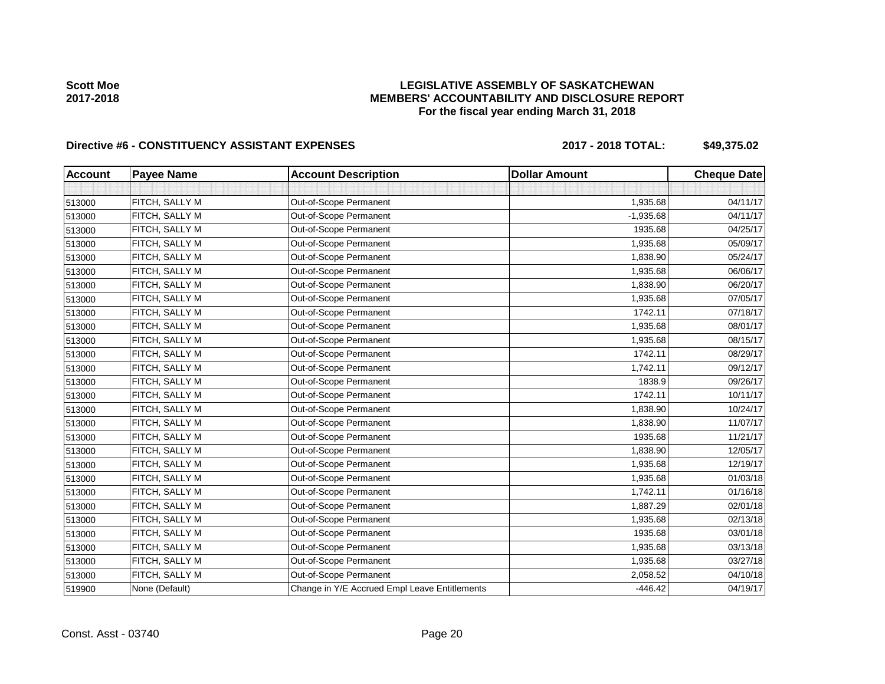**Scott Moe**
**2017-2018**

# LEGISLATIVE ASSEMBLY OF SASKATCHEWAN
## MEMBERS' ACCOUNTABILITY AND DISCLOSURE REPORT
### For the fiscal year ending March 31, 2018

**Directive #6 - CONSTITUENCY ASSISTANT EXPENSES** **2017 - 2018 TOTAL: $49,375.02**

| Account | Payee Name | Account Description | Dollar Amount | Cheque Date |
|---|---|---|---|---|
| | | | | |
| 513000 | FITCH, SALLY M | Out-of-Scope Permanent | 1,935.68 | 04/11/17 |
| 513000 | FITCH, SALLY M | Out-of-Scope Permanent | -1,935.68 | 04/11/17 |
| 513000 | FITCH, SALLY M | Out-of-Scope Permanent | 1935.68 | 04/25/17 |
| 513000 | FITCH, SALLY M | Out-of-Scope Permanent | 1,935.68 | 05/09/17 |
| 513000 | FITCH, SALLY M | Out-of-Scope Permanent | 1,838.90 | 05/24/17 |
| 513000 | FITCH, SALLY M | Out-of-Scope Permanent | 1,935.68 | 06/06/17 |
| 513000 | FITCH, SALLY M | Out-of-Scope Permanent | 1,838.90 | 06/20/17 |
| 513000 | FITCH, SALLY M | Out-of-Scope Permanent | 1,935.68 | 07/05/17 |
| 513000 | FITCH, SALLY M | Out-of-Scope Permanent | 1742.11 | 07/18/17 |
| 513000 | FITCH, SALLY M | Out-of-Scope Permanent | 1,935.68 | 08/01/17 |
| 513000 | FITCH, SALLY M | Out-of-Scope Permanent | 1,935.68 | 08/15/17 |
| 513000 | FITCH, SALLY M | Out-of-Scope Permanent | 1742.11 | 08/29/17 |
| 513000 | FITCH, SALLY M | Out-of-Scope Permanent | 1,742.11 | 09/12/17 |
| 513000 | FITCH, SALLY M | Out-of-Scope Permanent | 1838.9 | 09/26/17 |
| 513000 | FITCH, SALLY M | Out-of-Scope Permanent | 1742.11 | 10/11/17 |
| 513000 | FITCH, SALLY M | Out-of-Scope Permanent | 1,838.90 | 10/24/17 |
| 513000 | FITCH, SALLY M | Out-of-Scope Permanent | 1,838.90 | 11/07/17 |
| 513000 | FITCH, SALLY M | Out-of-Scope Permanent | 1935.68 | 11/21/17 |
| 513000 | FITCH, SALLY M | Out-of-Scope Permanent | 1,838.90 | 12/05/17 |
| 513000 | FITCH, SALLY M | Out-of-Scope Permanent | 1,935.68 | 12/19/17 |
| 513000 | FITCH, SALLY M | Out-of-Scope Permanent | 1,935.68 | 01/03/18 |
| 513000 | FITCH, SALLY M | Out-of-Scope Permanent | 1,742.11 | 01/16/18 |
| 513000 | FITCH, SALLY M | Out-of-Scope Permanent | 1,887.29 | 02/01/18 |
| 513000 | FITCH, SALLY M | Out-of-Scope Permanent | 1,935.68 | 02/13/18 |
| 513000 | FITCH, SALLY M | Out-of-Scope Permanent | 1935.68 | 03/01/18 |
| 513000 | FITCH, SALLY M | Out-of-Scope Permanent | 1,935.68 | 03/13/18 |
| 513000 | FITCH, SALLY M | Out-of-Scope Permanent | 1,935.68 | 03/27/18 |
| 513000 | FITCH, SALLY M | Out-of-Scope Permanent | 2,058.52 | 04/10/18 |
| 519900 | None (Default) | Change in Y/E Accrued Empl Leave Entitlements | -446.42 | 04/19/17 |

Const. Asst - 03740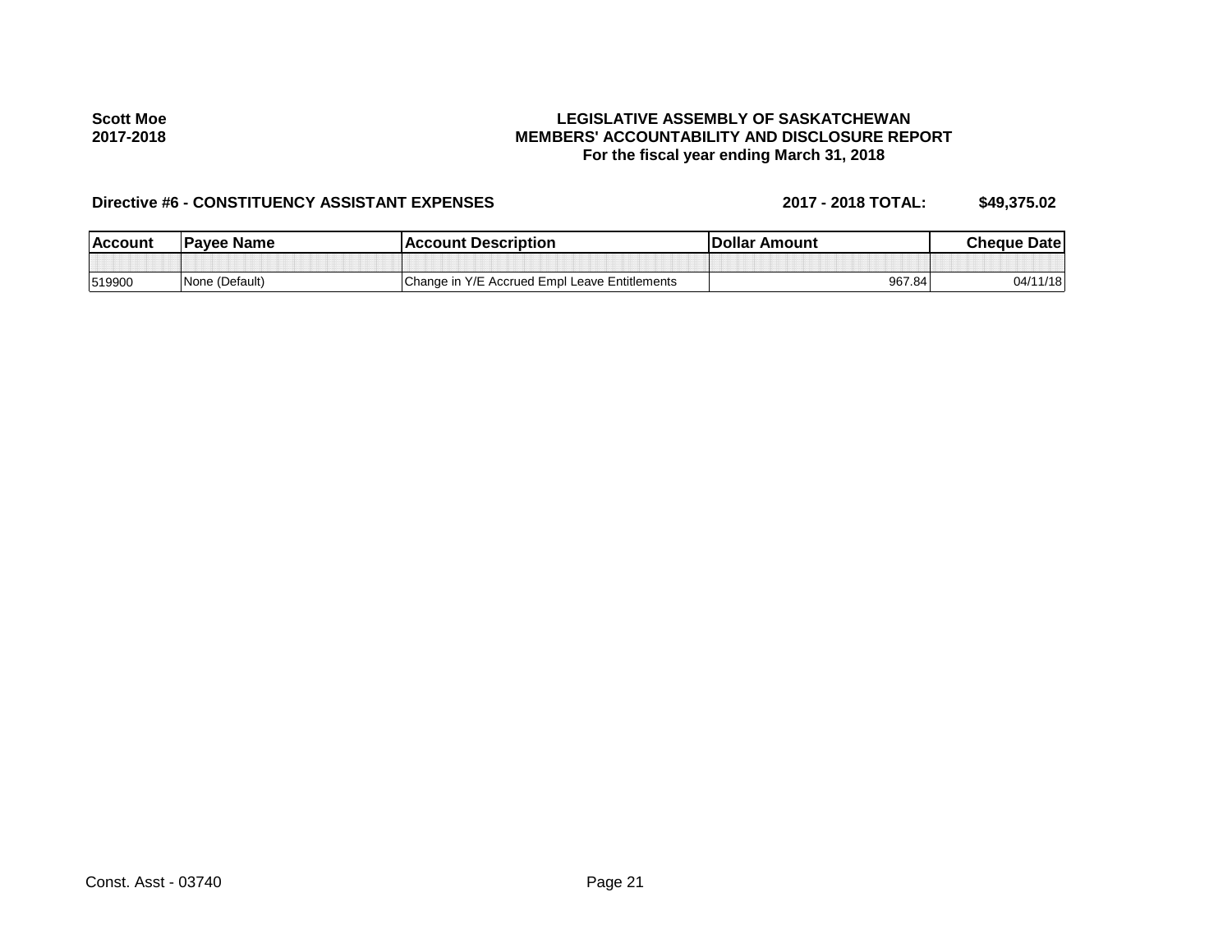**Scott Moe**
**2017-2018**

**LEGISLATIVE ASSEMBLY OF SASKATCHEWAN**
**MEMBERS' ACCOUNTABILITY AND DISCLOSURE REPORT**
**For the fiscal year ending March 31, 2018**

**Directive #6 - CONSTITUENCY ASSISTANT EXPENSES** **2017 - 2018 TOTAL:** **$49,375.02**

| Account | Payee Name | Account Description | Dollar Amount | Cheque Date |
|---|---|---|---|---|
| | | | | |
| 519900 | None (Default) | Change in Y/E Accrued Empl Leave Entitlements | 967.84 | 04/11/18 |

Const. Asst - 03740